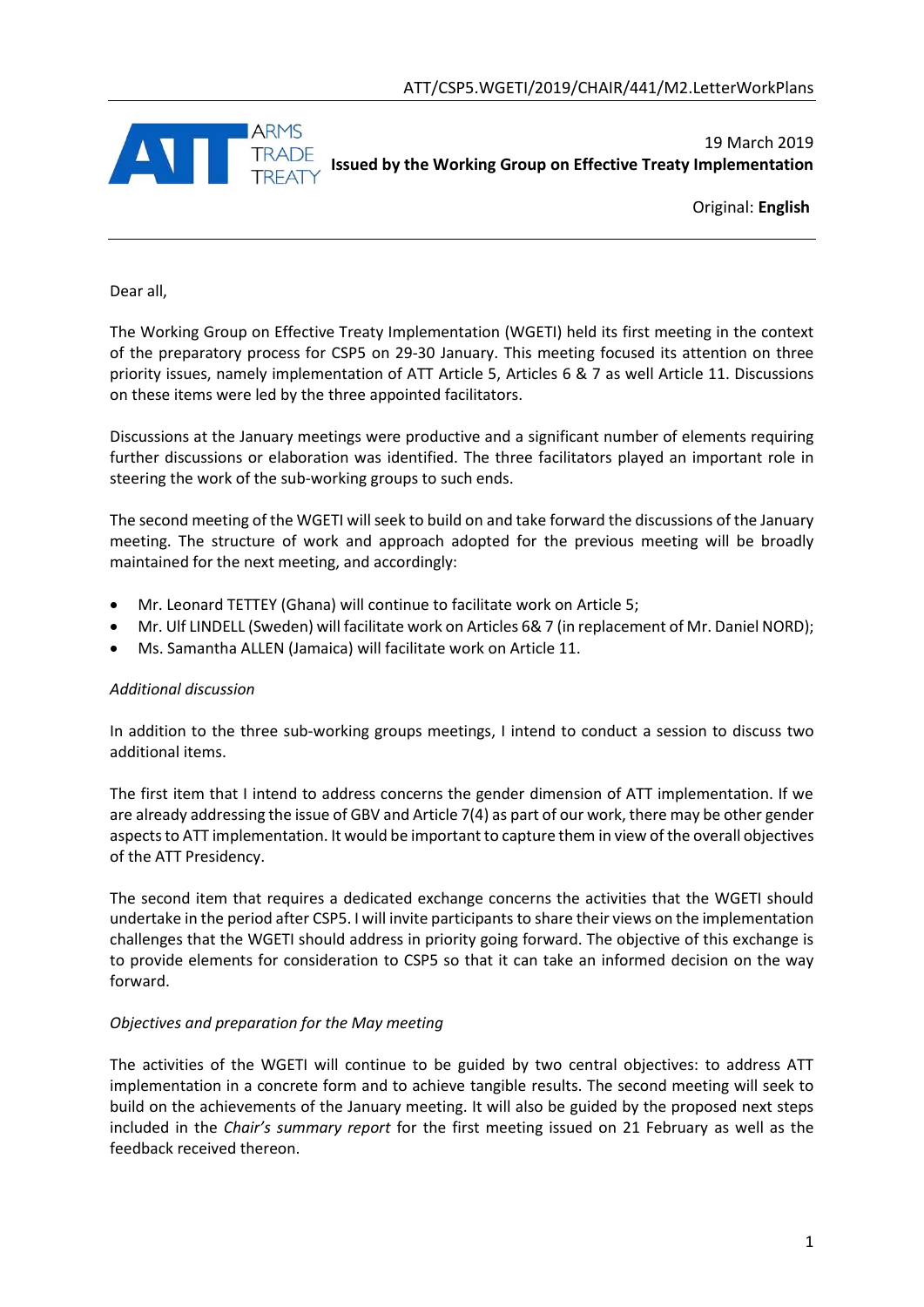ATT/CSP5.WGETI/2019/CHAIR/441/M2.LetterWorkPlans

ARMS TRADE TREATY

19 March 2019

**Issued by the Working Group on Effective Treaty Implementation**

Original: **English**

---

Dear all,

The Working Group on Effective Treaty Implementation (WGETI) held its first meeting in the context of the preparatory process for CSP5 on 29-30 January. This meeting focused its attention on three priority issues, namely implementation of ATT Article 5, Articles 6 & 7 as well Article 11. Discussions on these items were led by the three appointed facilitators.

Discussions at the January meetings were productive and a significant number of elements requiring further discussions or elaboration was identified. The three facilitators played an important role in steering the work of the sub-working groups to such ends.

The second meeting of the WGETI will seek to build on and take forward the discussions of the January meeting. The structure of work and approach adopted for the previous meeting will be broadly maintained for the next meeting, and accordingly:

- Mr. Leonard TETTEY (Ghana) will continue to facilitate work on Article 5;
- Mr. Ulf LINDELL (Sweden) will facilitate work on Articles 6& 7 (in replacement of Mr. Daniel NORD);
- Ms. Samantha ALLEN (Jamaica) will facilitate work on Article 11.

*Additional discussion*

In addition to the three sub-working groups meetings, I intend to conduct a session to discuss two additional items.

The first item that I intend to address concerns the gender dimension of ATT implementation. If we are already addressing the issue of GBV and Article 7(4) as part of our work, there may be other gender aspects to ATT implementation. It would be important to capture them in view of the overall objectives of the ATT Presidency.

The second item that requires a dedicated exchange concerns the activities that the WGETI should undertake in the period after CSP5. I will invite participants to share their views on the implementation challenges that the WGETI should address in priority going forward. The objective of this exchange is to provide elements for consideration to CSP5 so that it can take an informed decision on the way forward.

*Objectives and preparation for the May meeting*

The activities of the WGETI will continue to be guided by two central objectives: to address ATT implementation in a concrete form and to achieve tangible results. The second meeting will seek to build on the achievements of the January meeting. It will also be guided by the proposed next steps included in the *Chair's summary report* for the first meeting issued on 21 February as well as the feedback received thereon.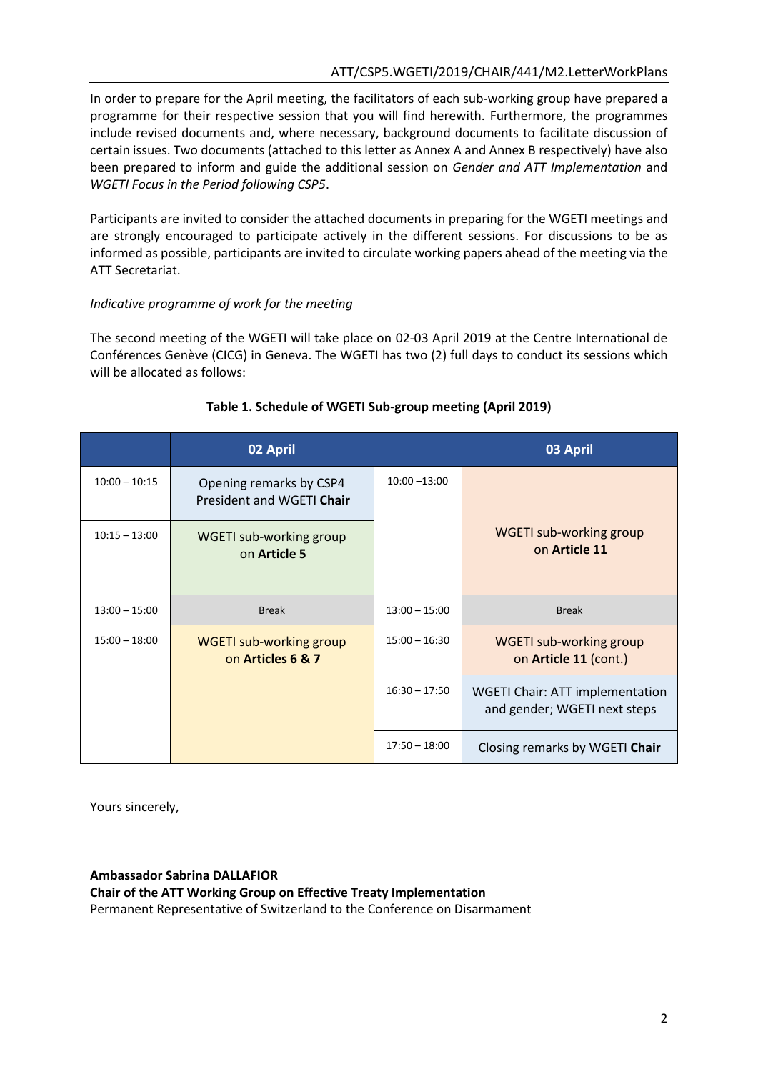In order to prepare for the April meeting, the facilitators of each sub-working group have prepared a programme for their respective session that you will find herewith. Furthermore, the programmes include revised documents and, where necessary, background documents to facilitate discussion of certain issues. Two documents (attached to this letter as Annex A and Annex B respectively) have also been prepared to inform and guide the additional session on *Gender and ATT Implementation* and *WGETI Focus in the Period following CSP5*.

Participants are invited to consider the attached documents in preparing for the WGETI meetings and are strongly encouraged to participate actively in the different sessions. For discussions to be as informed as possible, participants are invited to circulate working papers ahead of the meeting via the ATT Secretariat.

*Indicative programme of work for the meeting*

The second meeting of the WGETI will take place on 02-03 April 2019 at the Centre International de Conférences Genève (CICG) in Geneva. The WGETI has two (2) full days to conduct its sessions which will be allocated as follows:

**Table 1. Schedule of WGETI Sub-group meeting (April 2019)**

| | 02 April | | 03 April |
|---|---|---|---|
| 10:00 – 10:15 | Opening remarks by CSP4 President and WGETI **Chair** | 10:00 –13:00 | WGETI sub-working group on **Article 11** |
| 10:15 – 13:00 | WGETI sub-working group on **Article 5** | | |
| 13:00 – 15:00 | Break | 13:00 – 15:00 | Break |
| 15:00 – 18:00 | WGETI sub-working group on **Articles 6 & 7** | 15:00 – 16:30 | WGETI sub-working group on **Article 11** (cont.) |
| | | 16:30 – 17:50 | WGETI Chair: ATT implementation and gender; WGETI next steps |
| | | 17:50 – 18:00 | Closing remarks by WGETI **Chair** |

Yours sincerely,

**Ambassador Sabrina DALLAFIOR**
**Chair of the ATT Working Group on Effective Treaty Implementation**
Permanent Representative of Switzerland to the Conference on Disarmament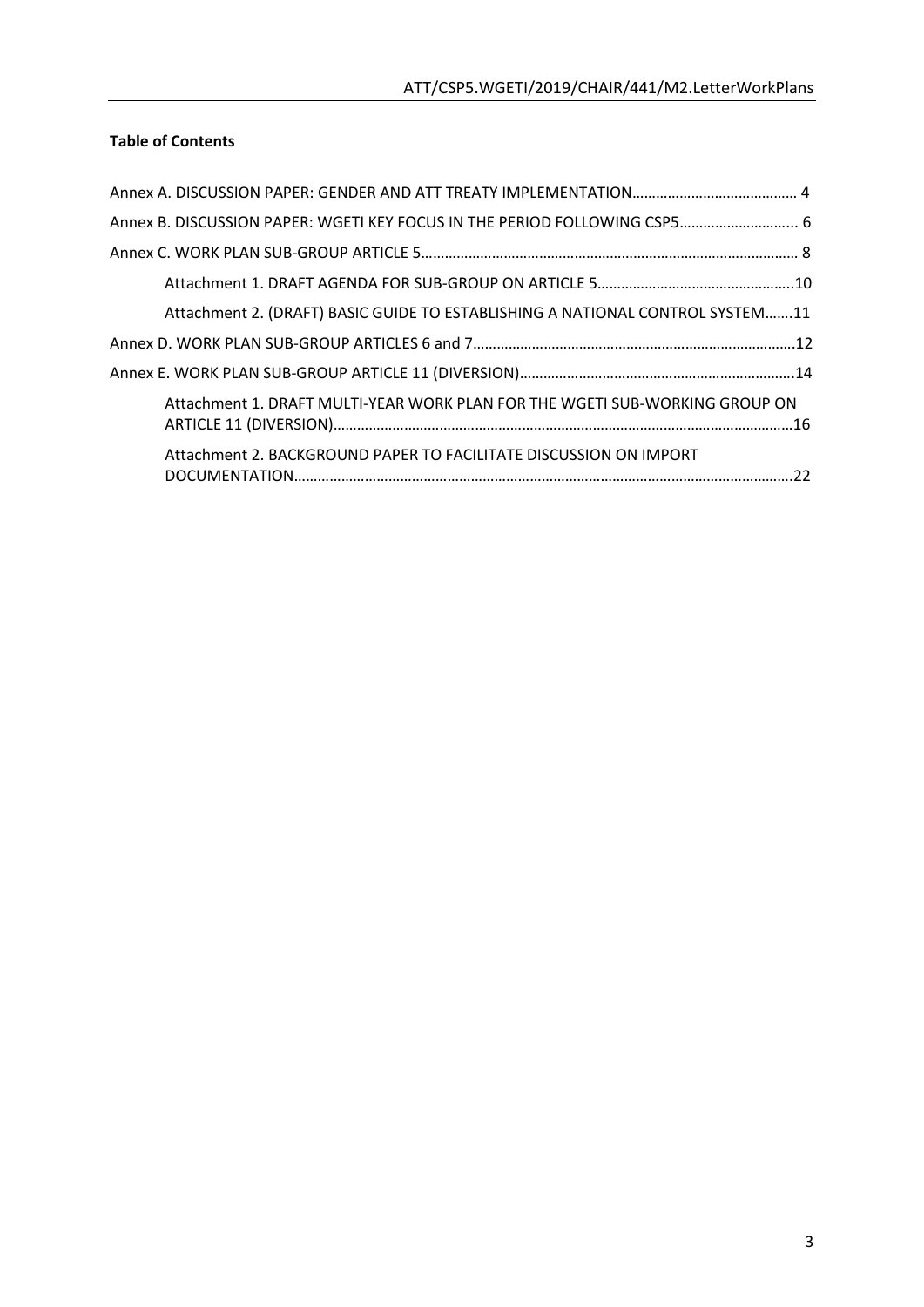**Table of Contents**

Annex A. DISCUSSION PAPER: GENDER AND ATT TREATY IMPLEMENTATION......................................... 4

Annex B. DISCUSSION PAPER: WGETI KEY FOCUS IN THE PERIOD FOLLOWING CSP5............................ 6

Annex C. WORK PLAN SUB-GROUP ARTICLE 5.............................................................................................. 8

- Attachment 1. DRAFT AGENDA FOR SUB-GROUP ON ARTICLE 5................................................10
- Attachment 2. (DRAFT) BASIC GUIDE TO ESTABLISHING A NATIONAL CONTROL SYSTEM.......11

Annex D. WORK PLAN SUB-GROUP ARTICLES 6 and 7................................................................................12

Annex E. WORK PLAN SUB-GROUP ARTICLE 11 (DIVERSION)....................................................................14

- Attachment 1. DRAFT MULTI-YEAR WORK PLAN FOR THE WGETI SUB-WORKING GROUP ON ARTICLE 11 (DIVERSION)....................................................................................................................16
- Attachment 2. BACKGROUND PAPER TO FACILITATE DISCUSSION ON IMPORT DOCUMENTATION.............................................................................................................................22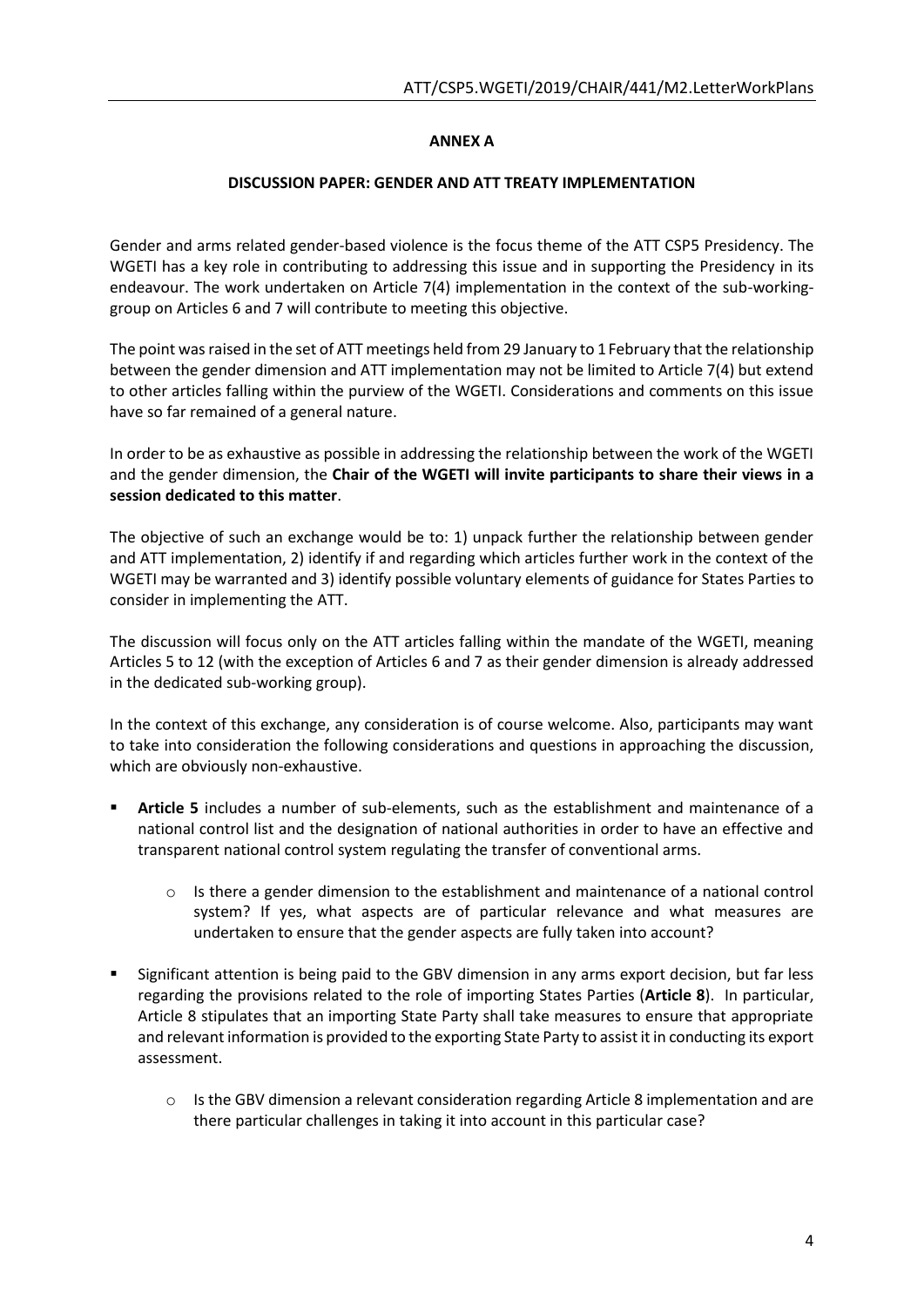**ANNEX A**

**DISCUSSION PAPER: GENDER AND ATT TREATY IMPLEMENTATION**

Gender and arms related gender-based violence is the focus theme of the ATT CSP5 Presidency. The WGETI has a key role in contributing to addressing this issue and in supporting the Presidency in its endeavour. The work undertaken on Article 7(4) implementation in the context of the sub-working-group on Articles 6 and 7 will contribute to meeting this objective.

The point was raised in the set of ATT meetings held from 29 January to 1 February that the relationship between the gender dimension and ATT implementation may not be limited to Article 7(4) but extend to other articles falling within the purview of the WGETI. Considerations and comments on this issue have so far remained of a general nature.

In order to be as exhaustive as possible in addressing the relationship between the work of the WGETI and the gender dimension, the **Chair of the WGETI will invite participants to share their views in a session dedicated to this matter**.

The objective of such an exchange would be to: 1) unpack further the relationship between gender and ATT implementation, 2) identify if and regarding which articles further work in the context of the WGETI may be warranted and 3) identify possible voluntary elements of guidance for States Parties to consider in implementing the ATT.

The discussion will focus only on the ATT articles falling within the mandate of the WGETI, meaning Articles 5 to 12 (with the exception of Articles 6 and 7 as their gender dimension is already addressed in the dedicated sub-working group).

In the context of this exchange, any consideration is of course welcome. Also, participants may want to take into consideration the following considerations and questions in approaching the discussion, which are obviously non-exhaustive.

- **Article 5** includes a number of sub-elements, such as the establishment and maintenance of a national control list and the designation of national authorities in order to have an effective and transparent national control system regulating the transfer of conventional arms.
    - Is there a gender dimension to the establishment and maintenance of a national control system? If yes, what aspects are of particular relevance and what measures are undertaken to ensure that the gender aspects are fully taken into account?
- Significant attention is being paid to the GBV dimension in any arms export decision, but far less regarding the provisions related to the role of importing States Parties (**Article 8**). In particular, Article 8 stipulates that an importing State Party shall take measures to ensure that appropriate and relevant information is provided to the exporting State Party to assist it in conducting its export assessment.
    - Is the GBV dimension a relevant consideration regarding Article 8 implementation and are there particular challenges in taking it into account in this particular case?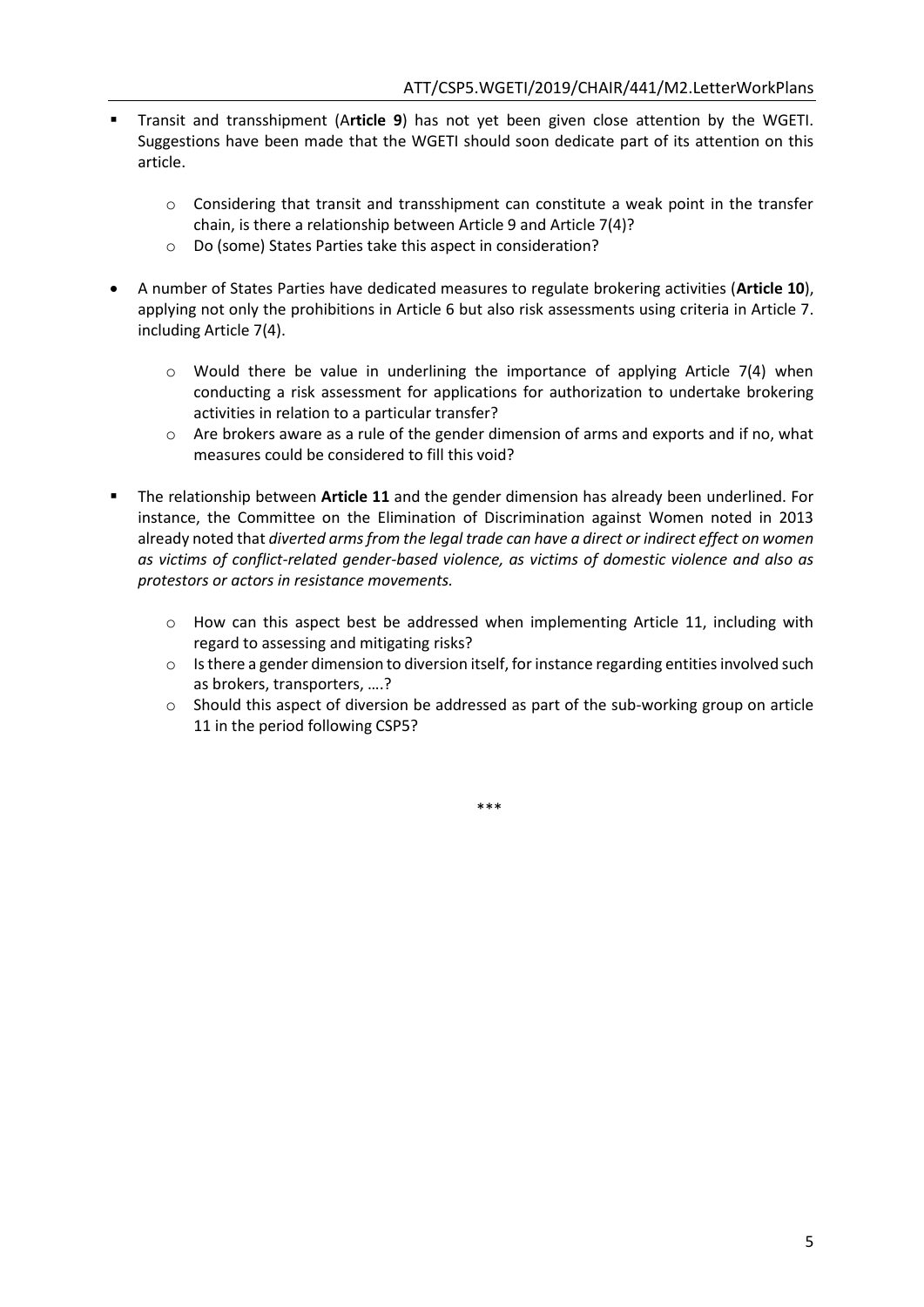- Transit and transshipment (A**rticle 9**) has not yet been given close attention by the WGETI. Suggestions have been made that the WGETI should soon dedicate part of its attention on this article.

    - Considering that transit and transshipment can constitute a weak point in the transfer chain, is there a relationship between Article 9 and Article 7(4)?
    - Do (some) States Parties take this aspect in consideration?

- A number of States Parties have dedicated measures to regulate brokering activities (**Article 10**), applying not only the prohibitions in Article 6 but also risk assessments using criteria in Article 7. including Article 7(4).

    - Would there be value in underlining the importance of applying Article 7(4) when conducting a risk assessment for applications for authorization to undertake brokering activities in relation to a particular transfer?
    - Are brokers aware as a rule of the gender dimension of arms and exports and if no, what measures could be considered to fill this void?

- The relationship between **Article 11** and the gender dimension has already been underlined. For instance, the Committee on the Elimination of Discrimination against Women noted in 2013 already noted that *diverted arms from the legal trade can have a direct or indirect effect on women as victims of conflict-related gender-based violence, as victims of domestic violence and also as protestors or actors in resistance movements.*

    - How can this aspect best be addressed when implementing Article 11, including with regard to assessing and mitigating risks?
    - Is there a gender dimension to diversion itself, for instance regarding entities involved such as brokers, transporters, ….?
    - Should this aspect of diversion be addressed as part of the sub-working group on article 11 in the period following CSP5?

***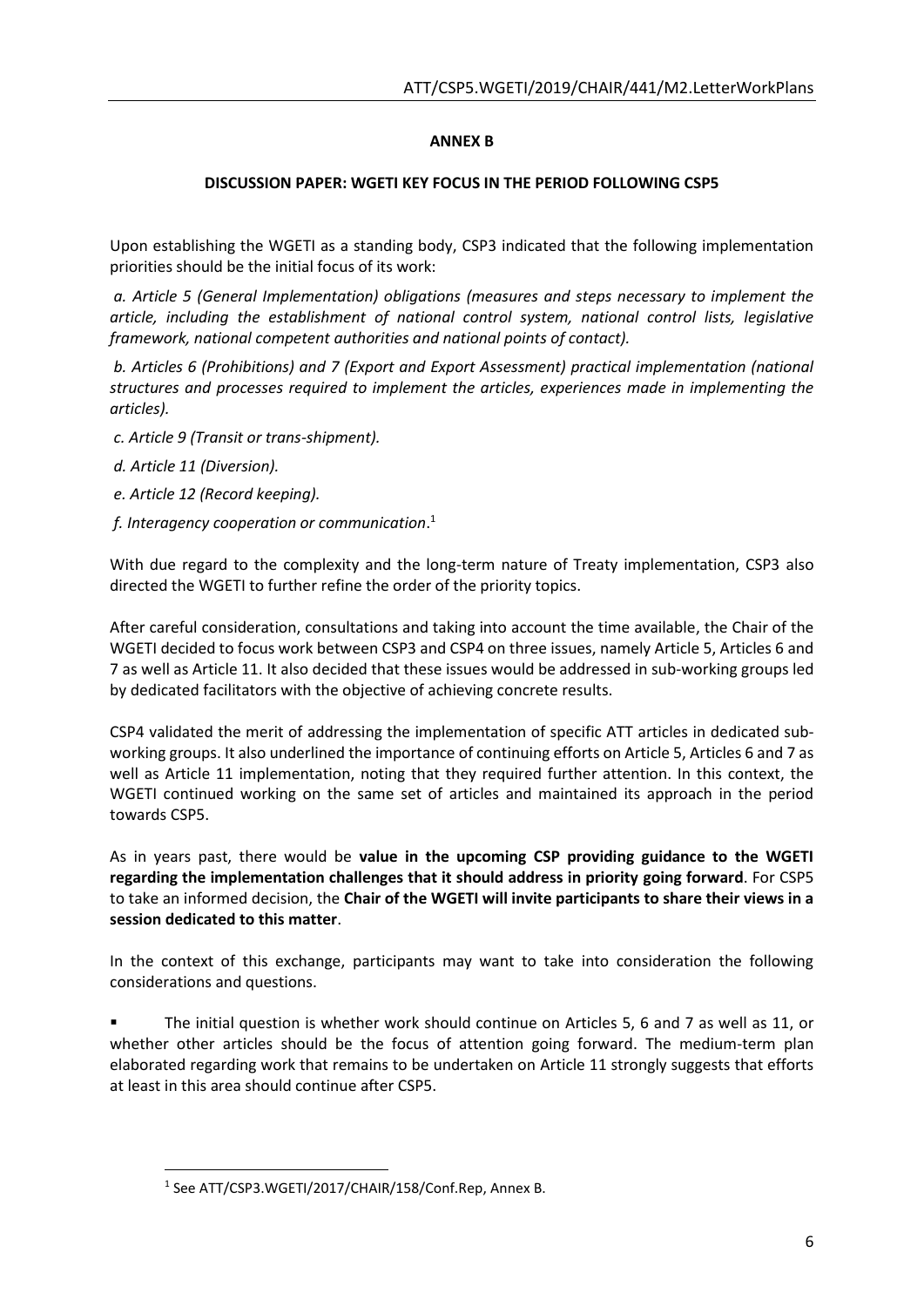**ANNEX B**

**DISCUSSION PAPER: WGETI KEY FOCUS IN THE PERIOD FOLLOWING CSP5**

Upon establishing the WGETI as a standing body, CSP3 indicated that the following implementation priorities should be the initial focus of its work:

*a. Article 5 (General Implementation) obligations (measures and steps necessary to implement the article, including the establishment of national control system, national control lists, legislative framework, national competent authorities and national points of contact).*

*b. Articles 6 (Prohibitions) and 7 (Export and Export Assessment) practical implementation (national structures and processes required to implement the articles, experiences made in implementing the articles).*

*c. Article 9 (Transit or trans-shipment).*

*d. Article 11 (Diversion).*

*e. Article 12 (Record keeping).*

*f. Interagency cooperation or communication*.[1]

With due regard to the complexity and the long-term nature of Treaty implementation, CSP3 also directed the WGETI to further refine the order of the priority topics.

After careful consideration, consultations and taking into account the time available, the Chair of the WGETI decided to focus work between CSP3 and CSP4 on three issues, namely Article 5, Articles 6 and 7 as well as Article 11. It also decided that these issues would be addressed in sub-working groups led by dedicated facilitators with the objective of achieving concrete results.

CSP4 validated the merit of addressing the implementation of specific ATT articles in dedicated sub-working groups. It also underlined the importance of continuing efforts on Article 5, Articles 6 and 7 as well as Article 11 implementation, noting that they required further attention. In this context, the WGETI continued working on the same set of articles and maintained its approach in the period towards CSP5.

As in years past, there would be **value in the upcoming CSP providing guidance to the WGETI regarding the implementation challenges that it should address in priority going forward**. For CSP5 to take an informed decision, the **Chair of the WGETI will invite participants to share their views in a session dedicated to this matter**.

In the context of this exchange, participants may want to take into consideration the following considerations and questions.

- The initial question is whether work should continue on Articles 5, 6 and 7 as well as 11, or whether other articles should be the focus of attention going forward. The medium-term plan elaborated regarding work that remains to be undertaken on Article 11 strongly suggests that efforts at least in this area should continue after CSP5.

[1] See ATT/CSP3.WGETI/2017/CHAIR/158/Conf.Rep, Annex B.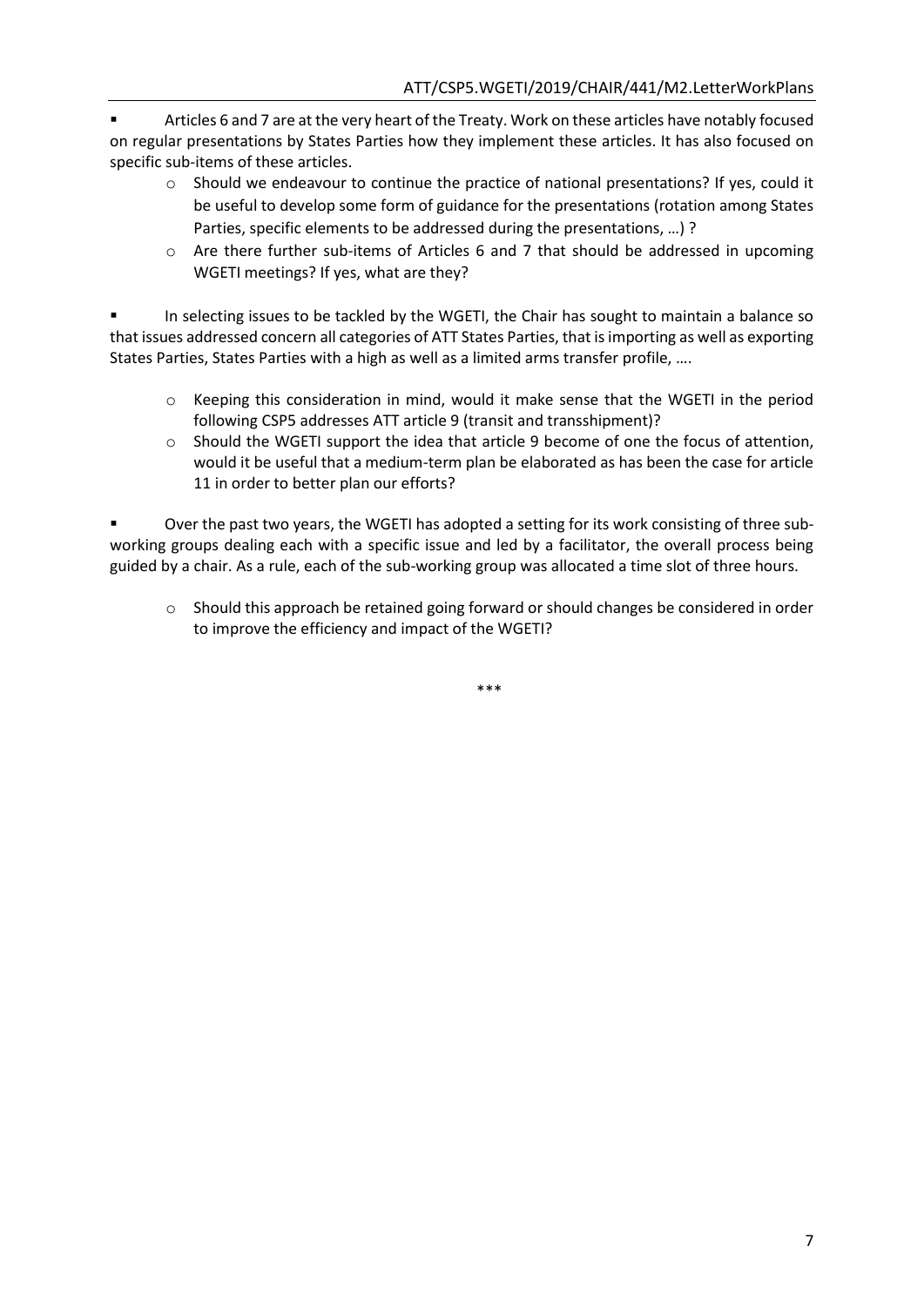- Articles 6 and 7 are at the very heart of the Treaty. Work on these articles have notably focused on regular presentations by States Parties how they implement these articles. It has also focused on specific sub-items of these articles.
  - Should we endeavour to continue the practice of national presentations? If yes, could it be useful to develop some form of guidance for the presentations (rotation among States Parties, specific elements to be addressed during the presentations, …) ?
  - Are there further sub-items of Articles 6 and 7 that should be addressed in upcoming WGETI meetings? If yes, what are they?

- In selecting issues to be tackled by the WGETI, the Chair has sought to maintain a balance so that issues addressed concern all categories of ATT States Parties, that is importing as well as exporting States Parties, States Parties with a high as well as a limited arms transfer profile, ….
  - Keeping this consideration in mind, would it make sense that the WGETI in the period following CSP5 addresses ATT article 9 (transit and transshipment)?
  - Should the WGETI support the idea that article 9 become of one the focus of attention, would it be useful that a medium-term plan be elaborated as has been the case for article 11 in order to better plan our efforts?

- Over the past two years, the WGETI has adopted a setting for its work consisting of three sub-working groups dealing each with a specific issue and led by a facilitator, the overall process being guided by a chair. As a rule, each of the sub-working group was allocated a time slot of three hours.
  - Should this approach be retained going forward or should changes be considered in order to improve the efficiency and impact of the WGETI?

\*\*\*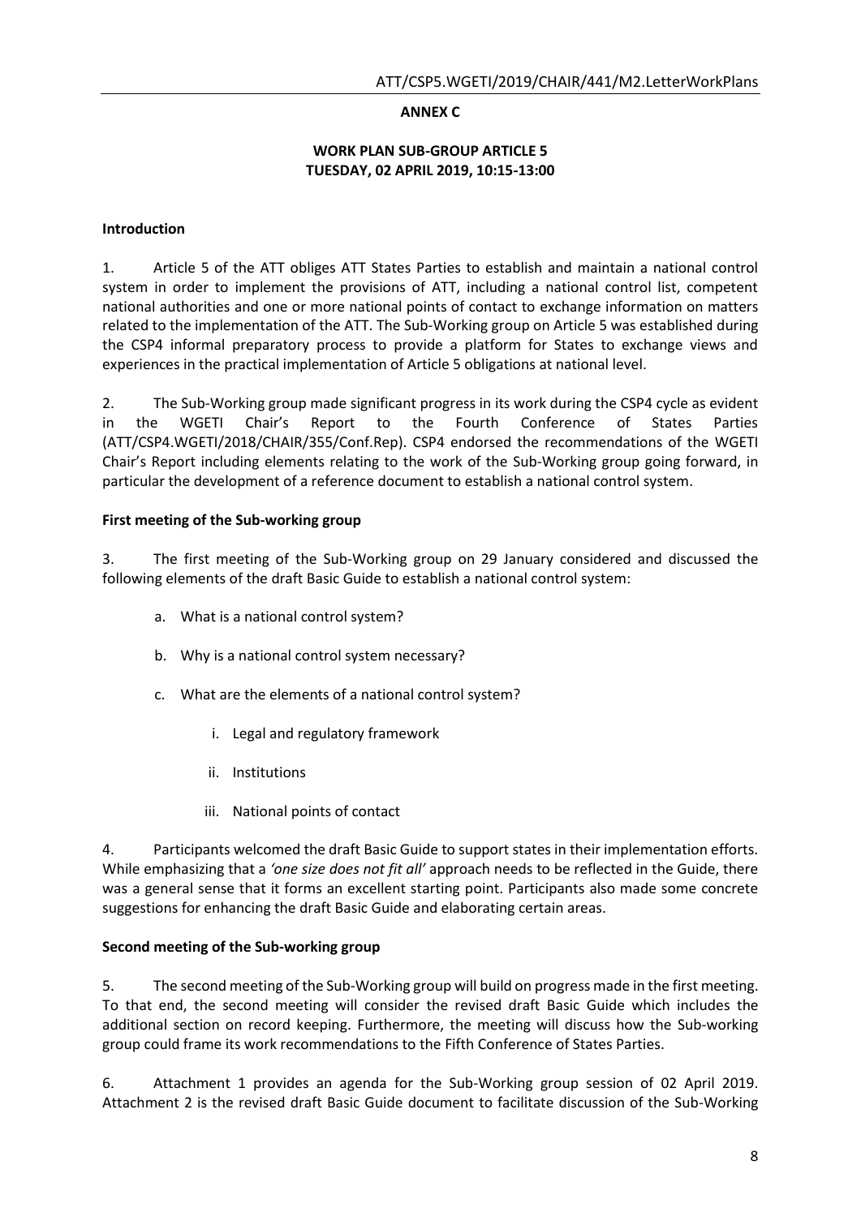**ANNEX C**

**WORK PLAN SUB-GROUP ARTICLE 5**
**TUESDAY, 02 APRIL 2019, 10:15-13:00**

**Introduction**

1. Article 5 of the ATT obliges ATT States Parties to establish and maintain a national control system in order to implement the provisions of ATT, including a national control list, competent national authorities and one or more national points of contact to exchange information on matters related to the implementation of the ATT. The Sub-Working group on Article 5 was established during the CSP4 informal preparatory process to provide a platform for States to exchange views and experiences in the practical implementation of Article 5 obligations at national level.

2. The Sub-Working group made significant progress in its work during the CSP4 cycle as evident in the WGETI Chair's Report to the Fourth Conference of States Parties (ATT/CSP4.WGETI/2018/CHAIR/355/Conf.Rep). CSP4 endorsed the recommendations of the WGETI Chair's Report including elements relating to the work of the Sub-Working group going forward, in particular the development of a reference document to establish a national control system.

**First meeting of the Sub-working group**

3. The first meeting of the Sub-Working group on 29 January considered and discussed the following elements of the draft Basic Guide to establish a national control system:

   a. What is a national control system?

   b. Why is a national control system necessary?

   c. What are the elements of a national control system?

      i. Legal and regulatory framework

      ii. Institutions

      iii. National points of contact

4. Participants welcomed the draft Basic Guide to support states in their implementation efforts. While emphasizing that a *'one size does not fit all'* approach needs to be reflected in the Guide, there was a general sense that it forms an excellent starting point. Participants also made some concrete suggestions for enhancing the draft Basic Guide and elaborating certain areas.

**Second meeting of the Sub-working group**

5. The second meeting of the Sub-Working group will build on progress made in the first meeting. To that end, the second meeting will consider the revised draft Basic Guide which includes the additional section on record keeping. Furthermore, the meeting will discuss how the Sub-working group could frame its work recommendations to the Fifth Conference of States Parties.

6. Attachment 1 provides an agenda for the Sub-Working group session of 02 April 2019. Attachment 2 is the revised draft Basic Guide document to facilitate discussion of the Sub-Working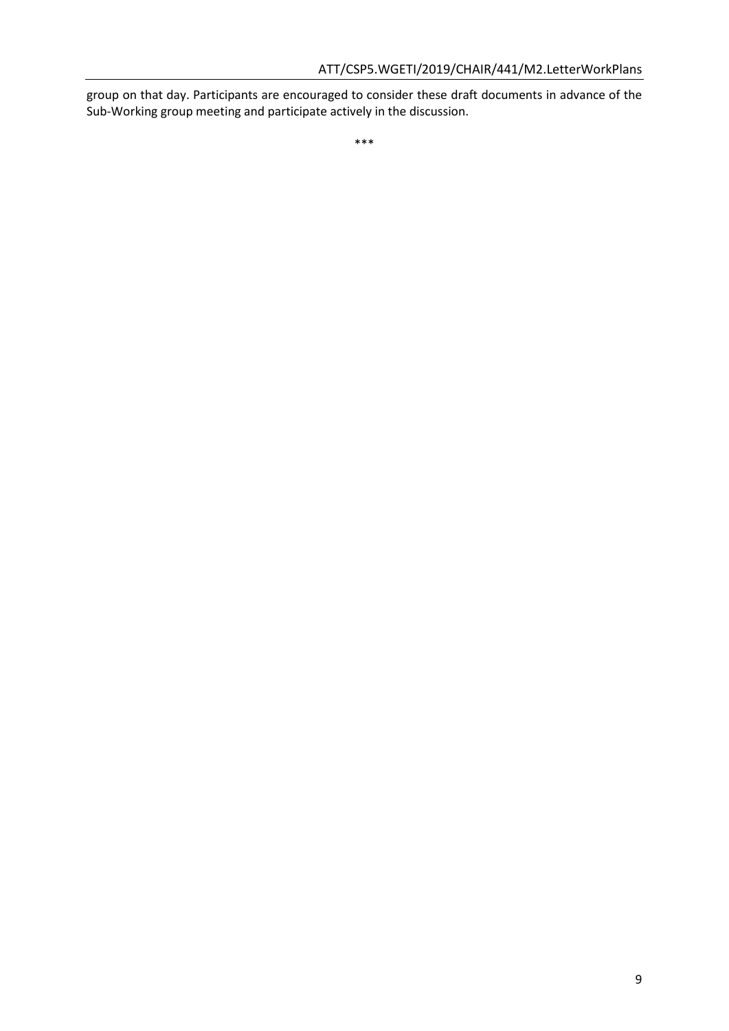group on that day. Participants are encouraged to consider these draft documents in advance of the Sub-Working group meeting and participate actively in the discussion.

***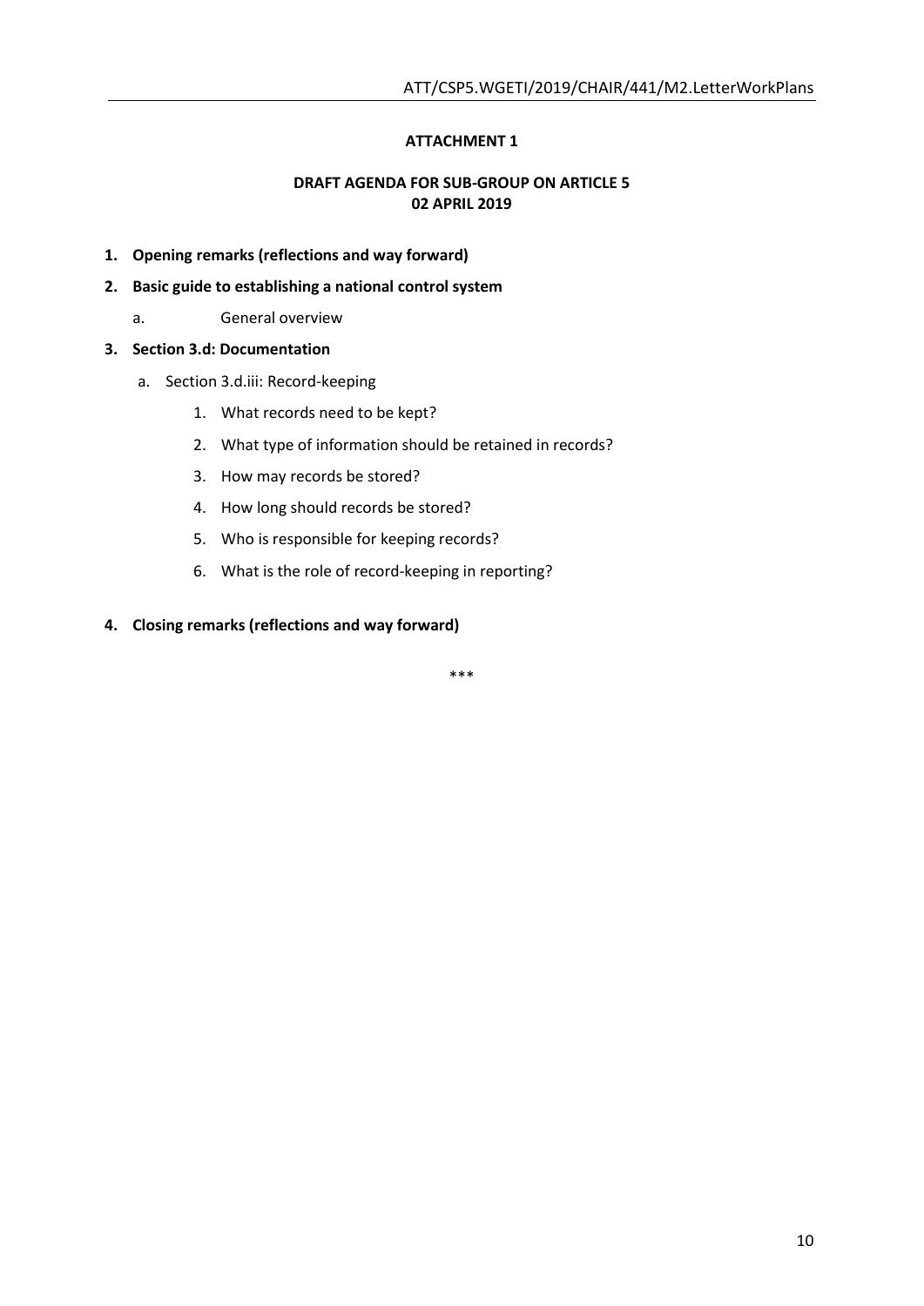**ATTACHMENT 1**

**DRAFT AGENDA FOR SUB-GROUP ON ARTICLE 5**
**02 APRIL 2019**

1. **Opening remarks (reflections and way forward)**
2. **Basic guide to establishing a national control system**
    a. General overview
3. **Section 3.d: Documentation**
    a. Section 3.d.iii: Record-keeping
        1. What records need to be kept?
        2. What type of information should be retained in records?
        3. How may records be stored?
        4. How long should records be stored?
        5. Who is responsible for keeping records?
        6. What is the role of record-keeping in reporting?
4. **Closing remarks (reflections and way forward)**

\*\*\*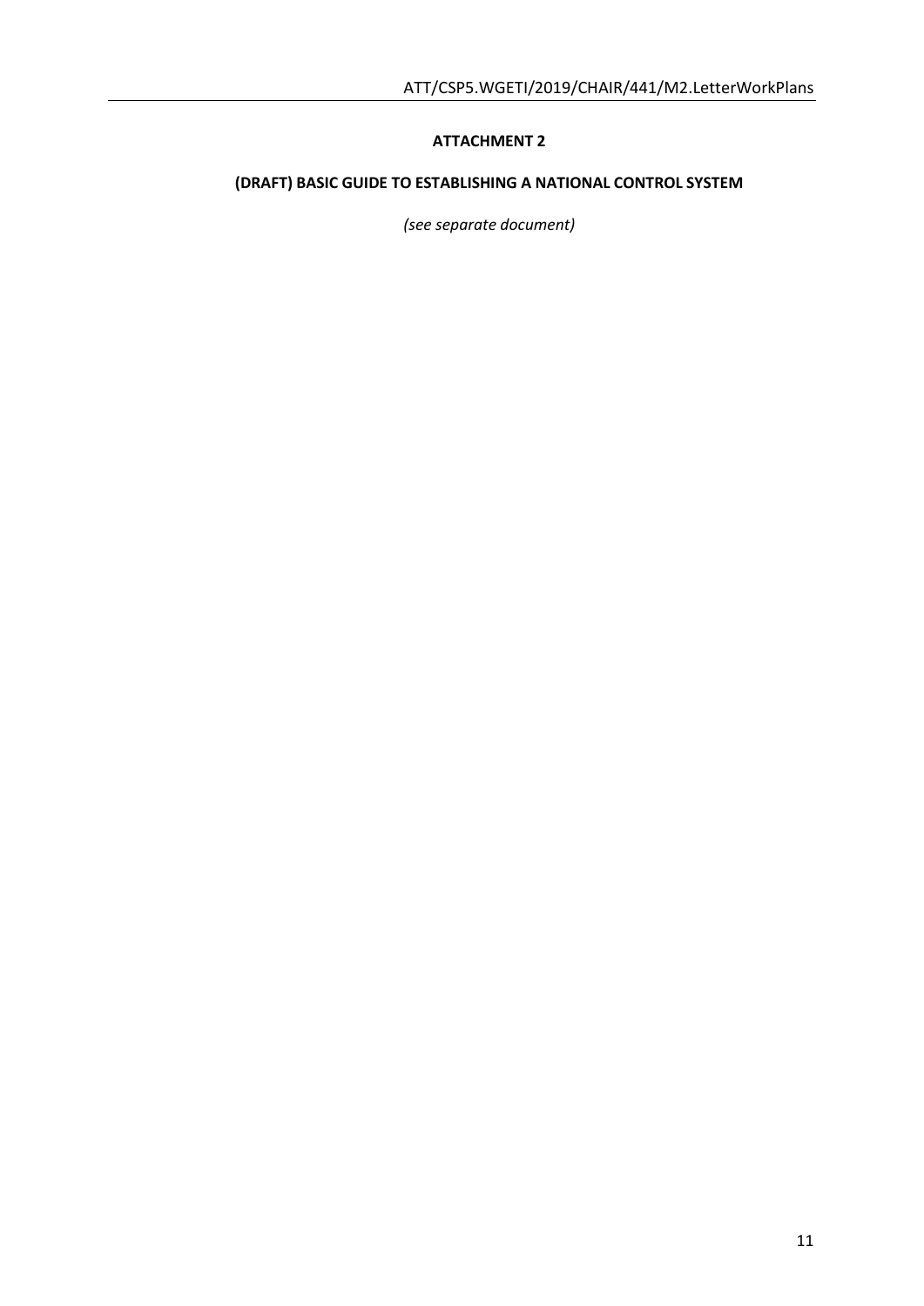**ATTACHMENT 2**

**(DRAFT) BASIC GUIDE TO ESTABLISHING A NATIONAL CONTROL SYSTEM**

*(see separate document)*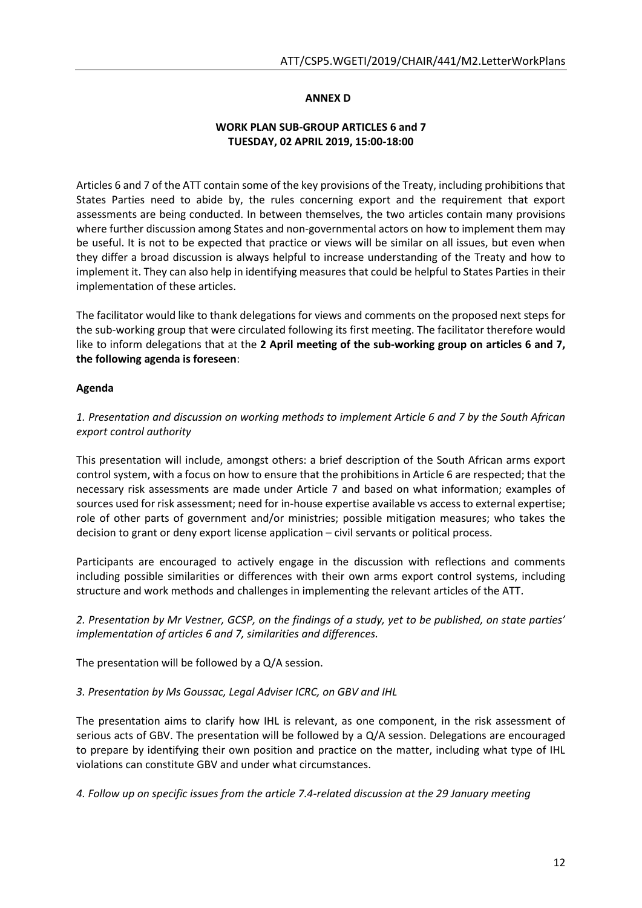**ANNEX D**

**WORK PLAN SUB-GROUP ARTICLES 6 and 7**
**TUESDAY, 02 APRIL 2019, 15:00-18:00**

Articles 6 and 7 of the ATT contain some of the key provisions of the Treaty, including prohibitions that States Parties need to abide by, the rules concerning export and the requirement that export assessments are being conducted. In between themselves, the two articles contain many provisions where further discussion among States and non-governmental actors on how to implement them may be useful. It is not to be expected that practice or views will be similar on all issues, but even when they differ a broad discussion is always helpful to increase understanding of the Treaty and how to implement it. They can also help in identifying measures that could be helpful to States Parties in their implementation of these articles.

The facilitator would like to thank delegations for views and comments on the proposed next steps for the sub-working group that were circulated following its first meeting. The facilitator therefore would like to inform delegations that at the **2 April meeting of the sub-working group on articles 6 and 7, the following agenda is foreseen**:

**Agenda**

*1. Presentation and discussion on working methods to implement Article 6 and 7 by the South African export control authority*

This presentation will include, amongst others: a brief description of the South African arms export control system, with a focus on how to ensure that the prohibitions in Article 6 are respected; that the necessary risk assessments are made under Article 7 and based on what information; examples of sources used for risk assessment; need for in-house expertise available vs access to external expertise; role of other parts of government and/or ministries; possible mitigation measures; who takes the decision to grant or deny export license application – civil servants or political process.

Participants are encouraged to actively engage in the discussion with reflections and comments including possible similarities or differences with their own arms export control systems, including structure and work methods and challenges in implementing the relevant articles of the ATT.

*2. Presentation by Mr Vestner, GCSP, on the findings of a study, yet to be published, on state parties' implementation of articles 6 and 7, similarities and differences.*

The presentation will be followed by a Q/A session.

*3. Presentation by Ms Goussac, Legal Adviser ICRC, on GBV and IHL*

The presentation aims to clarify how IHL is relevant, as one component, in the risk assessment of serious acts of GBV. The presentation will be followed by a Q/A session. Delegations are encouraged to prepare by identifying their own position and practice on the matter, including what type of IHL violations can constitute GBV and under what circumstances.

*4. Follow up on specific issues from the article 7.4-related discussion at the 29 January meeting*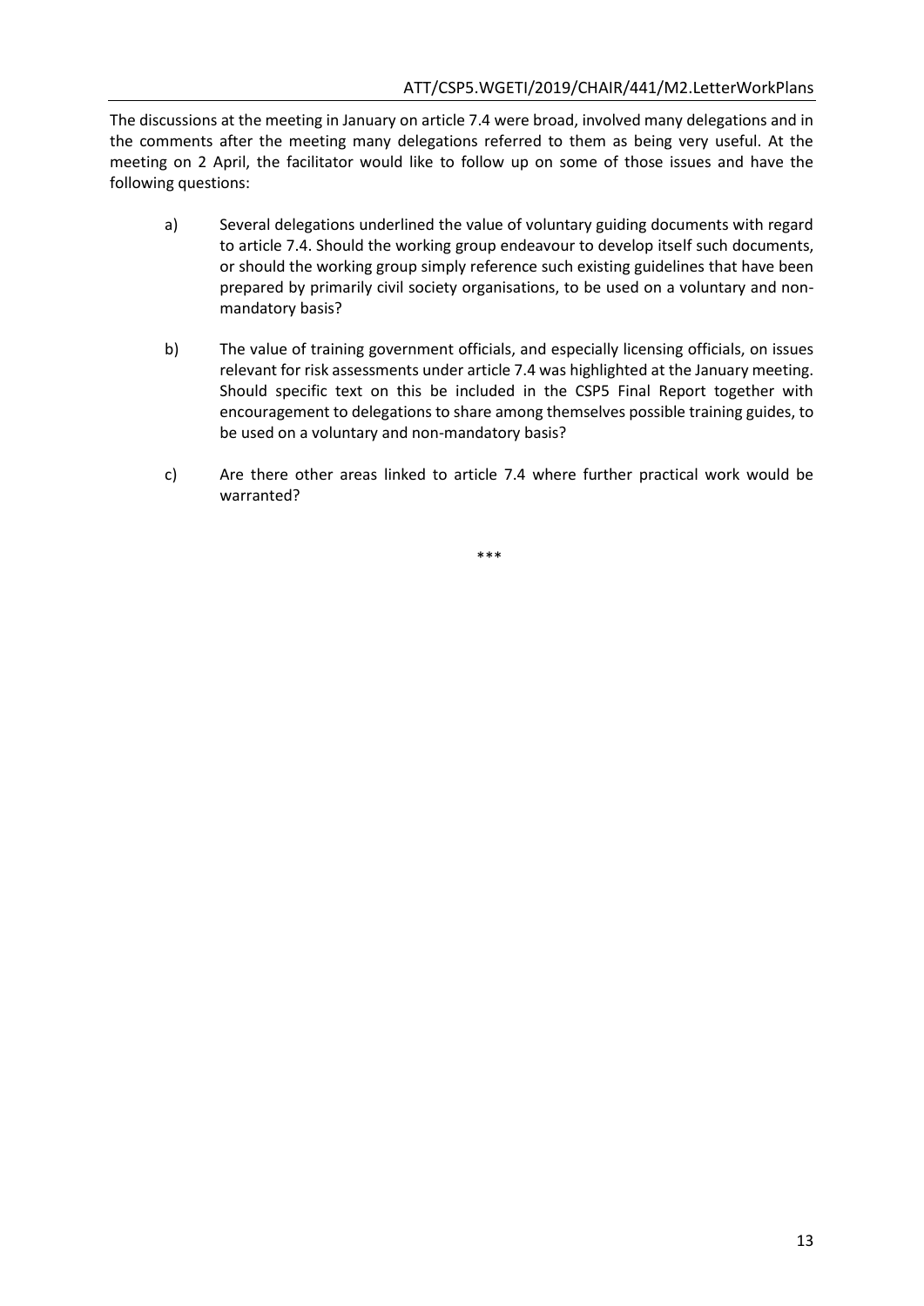The discussions at the meeting in January on article 7.4 were broad, involved many delegations and in the comments after the meeting many delegations referred to them as being very useful. At the meeting on 2 April, the facilitator would like to follow up on some of those issues and have the following questions:

a) Several delegations underlined the value of voluntary guiding documents with regard to article 7.4. Should the working group endeavour to develop itself such documents, or should the working group simply reference such existing guidelines that have been prepared by primarily civil society organisations, to be used on a voluntary and non-mandatory basis?

b) The value of training government officials, and especially licensing officials, on issues relevant for risk assessments under article 7.4 was highlighted at the January meeting. Should specific text on this be included in the CSP5 Final Report together with encouragement to delegations to share among themselves possible training guides, to be used on a voluntary and non-mandatory basis?

c) Are there other areas linked to article 7.4 where further practical work would be warranted?

***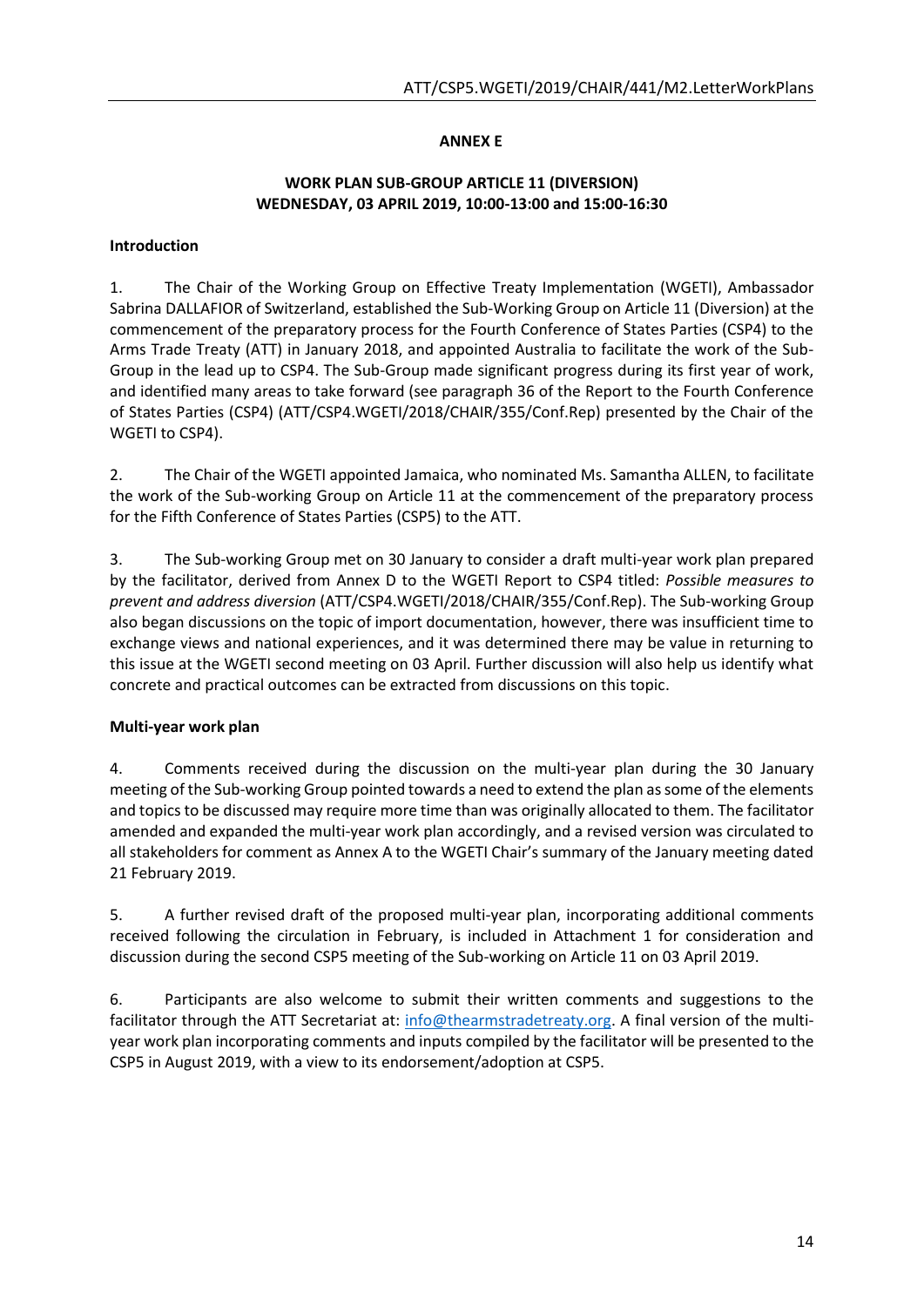**ANNEX E**

**WORK PLAN SUB-GROUP ARTICLE 11 (DIVERSION)**
**WEDNESDAY, 03 APRIL 2019, 10:00-13:00 and 15:00-16:30**

**Introduction**

1. The Chair of the Working Group on Effective Treaty Implementation (WGETI), Ambassador Sabrina DALLAFIOR of Switzerland, established the Sub-Working Group on Article 11 (Diversion) at the commencement of the preparatory process for the Fourth Conference of States Parties (CSP4) to the Arms Trade Treaty (ATT) in January 2018, and appointed Australia to facilitate the work of the Sub-Group in the lead up to CSP4. The Sub-Group made significant progress during its first year of work, and identified many areas to take forward (see paragraph 36 of the Report to the Fourth Conference of States Parties (CSP4) (ATT/CSP4.WGETI/2018/CHAIR/355/Conf.Rep) presented by the Chair of the WGETI to CSP4).

2. The Chair of the WGETI appointed Jamaica, who nominated Ms. Samantha ALLEN, to facilitate the work of the Sub-working Group on Article 11 at the commencement of the preparatory process for the Fifth Conference of States Parties (CSP5) to the ATT.

3. The Sub-working Group met on 30 January to consider a draft multi-year work plan prepared by the facilitator, derived from Annex D to the WGETI Report to CSP4 titled: *Possible measures to prevent and address diversion* (ATT/CSP4.WGETI/2018/CHAIR/355/Conf.Rep). The Sub-working Group also began discussions on the topic of import documentation, however, there was insufficient time to exchange views and national experiences, and it was determined there may be value in returning to this issue at the WGETI second meeting on 03 April. Further discussion will also help us identify what concrete and practical outcomes can be extracted from discussions on this topic.

**Multi-year work plan**

4. Comments received during the discussion on the multi-year plan during the 30 January meeting of the Sub-working Group pointed towards a need to extend the plan as some of the elements and topics to be discussed may require more time than was originally allocated to them. The facilitator amended and expanded the multi-year work plan accordingly, and a revised version was circulated to all stakeholders for comment as Annex A to the WGETI Chair's summary of the January meeting dated 21 February 2019.

5. A further revised draft of the proposed multi-year plan, incorporating additional comments received following the circulation in February, is included in Attachment 1 for consideration and discussion during the second CSP5 meeting of the Sub-working on Article 11 on 03 April 2019.

6. Participants are also welcome to submit their written comments and suggestions to the facilitator through the ATT Secretariat at: info@thearmstradetreaty.org. A final version of the multi-year work plan incorporating comments and inputs compiled by the facilitator will be presented to the CSP5 in August 2019, with a view to its endorsement/adoption at CSP5.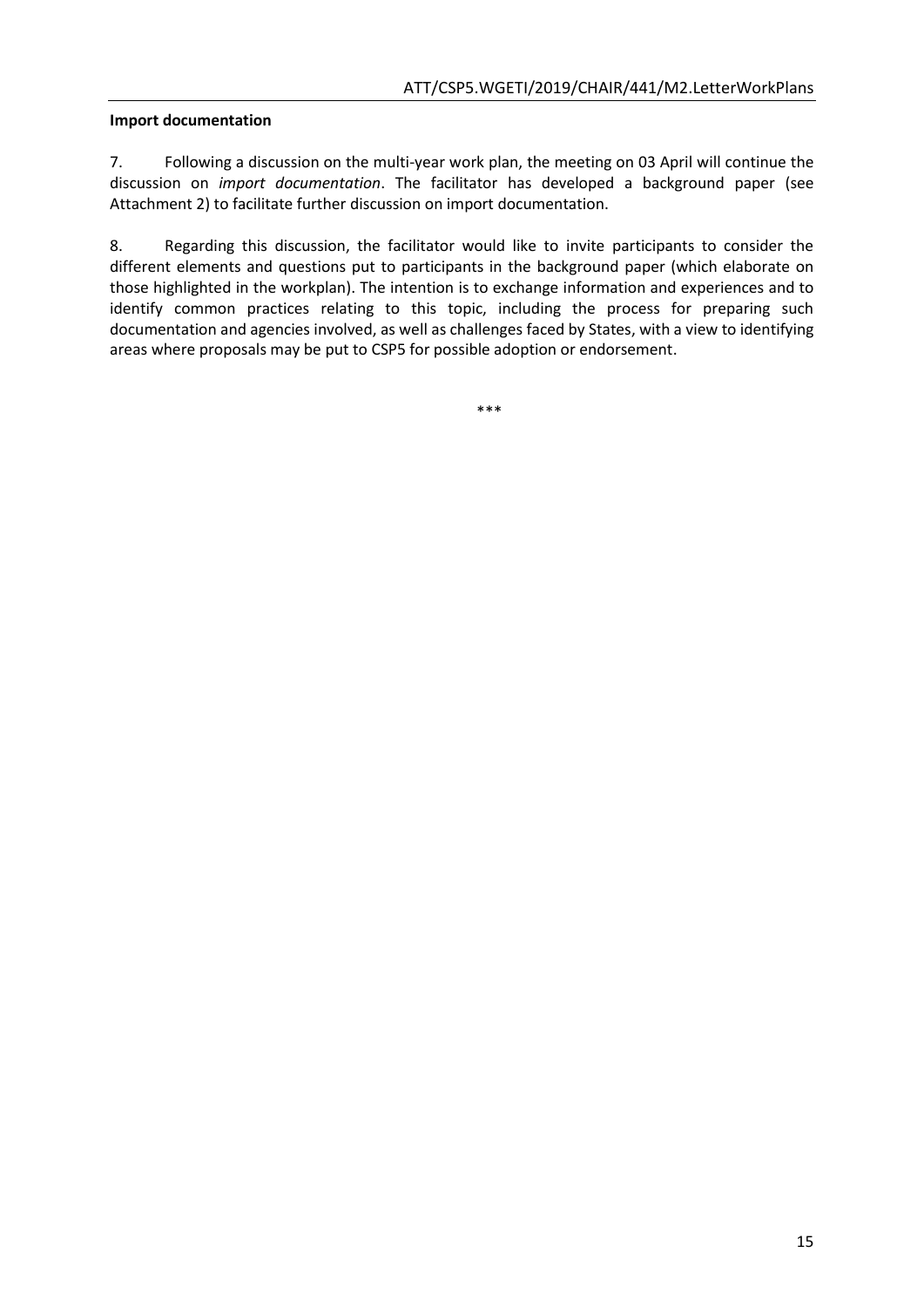**Import documentation**

7. Following a discussion on the multi-year work plan, the meeting on 03 April will continue the discussion on *import documentation*. The facilitator has developed a background paper (see Attachment 2) to facilitate further discussion on import documentation.

8. Regarding this discussion, the facilitator would like to invite participants to consider the different elements and questions put to participants in the background paper (which elaborate on those highlighted in the workplan). The intention is to exchange information and experiences and to identify common practices relating to this topic, including the process for preparing such documentation and agencies involved, as well as challenges faced by States, with a view to identifying areas where proposals may be put to CSP5 for possible adoption or endorsement.

\*\*\*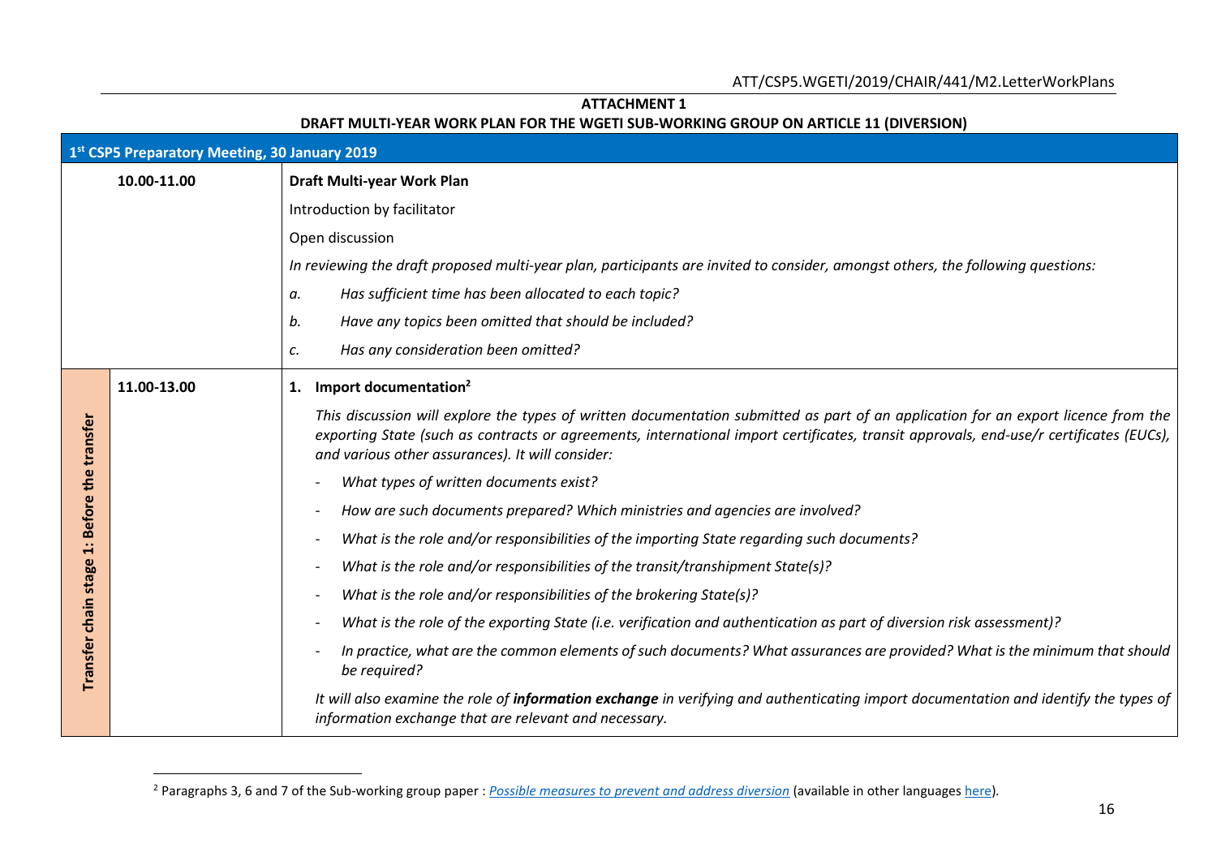**ATTACHMENT 1**

**DRAFT MULTI-YEAR WORK PLAN FOR THE WGETI SUB-WORKING GROUP ON ARTICLE 11 (DIVERSION)**

| **1st CSP5 Preparatory Meeting, 30 January 2019** | | |
|---|---|---|
| | **10.00-11.00** | **Draft Multi-year Work Plan**<br><br>Introduction by facilitator<br><br>Open discussion<br><br>*In reviewing the draft proposed multi-year plan, participants are invited to consider, amongst others, the following questions:*<br><br>*a. Has sufficient time has been allocated to each topic?*<br><br>*b. Have any topics been omitted that should be included?*<br><br>*c. Has any consideration been omitted?* |
| **Transfer chain stage 1: Before the transfer** | **11.00-13.00** | **1. Import documentation[2]**<br><br>*This discussion will explore the types of written documentation submitted as part of an application for an export licence from the exporting State (such as contracts or agreements, international import certificates, transit approvals, end-use/r certificates (EUCs), and various other assurances). It will consider:*<br><br>- *What types of written documents exist?*<br>- *How are such documents prepared? Which ministries and agencies are involved?*<br>- *What is the role and/or responsibilities of the importing State regarding such documents?*<br>- *What is the role and/or responsibilities of the transit/transhipment State(s)?*<br>- *What is the role and/or responsibilities of the brokering State(s)?*<br>- *What is the role of the exporting State (i.e. verification and authentication as part of diversion risk assessment)?*<br>- *In practice, what are the common elements of such documents? What assurances are provided? What is the minimum that should be required?*<br><br>*It will also examine the role of **information exchange** in verifying and authenticating import documentation and identify the types of information exchange that are relevant and necessary.* |

[2] Paragraphs 3, 6 and 7 of the Sub-working group paper : *Possible measures to prevent and address diversion* (available in other languages here).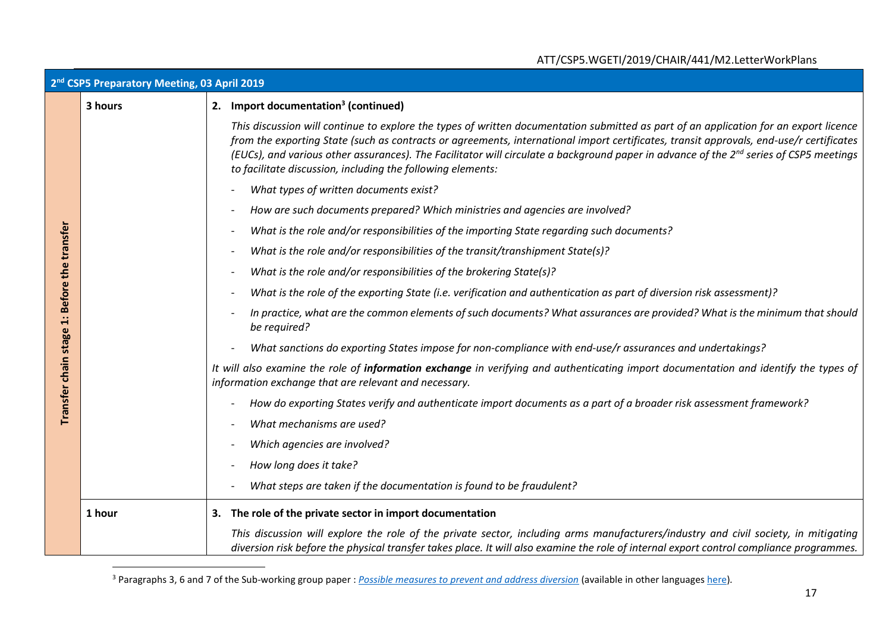| 2nd CSP5 Preparatory Meeting, 03 April 2019 | | |
|---|---|---|
| Transfer chain stage 1: Before the transfer | 3 hours | **2. Import documentation[3] (continued)**<br><br>*This discussion will continue to explore the types of written documentation submitted as part of an application for an export licence from the exporting State (such as contracts or agreements, international import certificates, transit approvals, end-use/r certificates (EUCs), and various other assurances). The Facilitator will circulate a background paper in advance of the 2nd series of CSP5 meetings to facilitate discussion, including the following elements:*<br><br>- *What types of written documents exist?*<br>- *How are such documents prepared? Which ministries and agencies are involved?*<br>- *What is the role and/or responsibilities of the importing State regarding such documents?*<br>- *What is the role and/or responsibilities of the transit/transhipment State(s)?*<br>- *What is the role and/or responsibilities of the brokering State(s)?*<br>- *What is the role of the exporting State (i.e. verification and authentication as part of diversion risk assessment)?*<br>- *In practice, what are the common elements of such documents? What assurances are provided? What is the minimum that should be required?*<br>- *What sanctions do exporting States impose for non-compliance with end-use/r assurances and undertakings?*<br><br>*It will also examine the role of* ***information exchange*** *in verifying and authenticating import documentation and identify the types of information exchange that are relevant and necessary.*<br><br>- *How do exporting States verify and authenticate import documents as a part of a broader risk assessment framework?*<br>- *What mechanisms are used?*<br>- *Which agencies are involved?*<br>- *How long does it take?*<br>- *What steps are taken if the documentation is found to be fraudulent?* |
| | 1 hour | **3. The role of the private sector in import documentation**<br><br>*This discussion will explore the role of the private sector, including arms manufacturers/industry and civil society, in mitigating diversion risk before the physical transfer takes place. It will also examine the role of internal export control compliance programmes.* |

[3] Paragraphs 3, 6 and 7 of the Sub-working group paper : *Possible measures to prevent and address diversion* (available in other languages here).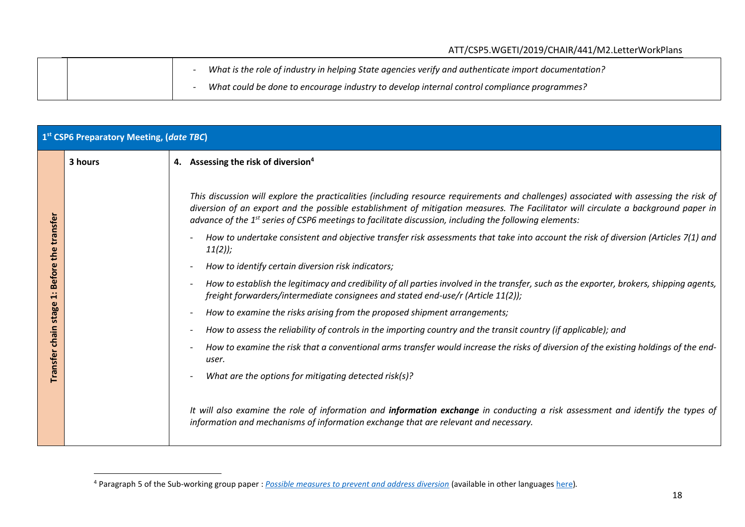| | | |
|---|---|---|
| | | - *What is the role of industry in helping State agencies verify and authenticate import documentation?*<br>- *What could be done to encourage industry to develop internal control compliance programmes?* |

| **1st CSP6 Preparatory Meeting, (*date TBC*)** | | |
|---|---|---|
| **Transfer chain stage 1: Before the transfer** | **3 hours** | **4. Assessing the risk of diversion**[4]<br><br>*This discussion will explore the practicalities (including resource requirements and challenges) associated with assessing the risk of diversion of an export and the possible establishment of mitigation measures. The Facilitator will circulate a background paper in advance of the 1st series of CSP6 meetings to facilitate discussion, including the following elements:*<br>- *How to undertake consistent and objective transfer risk assessments that take into account the risk of diversion (Articles 7(1) and 11(2));*<br>- *How to identify certain diversion risk indicators;*<br>- *How to establish the legitimacy and credibility of all parties involved in the transfer, such as the exporter, brokers, shipping agents, freight forwarders/intermediate consignees and stated end-use/r (Article 11(2));*<br>- *How to examine the risks arising from the proposed shipment arrangements;*<br>- *How to assess the reliability of controls in the importing country and the transit country (if applicable); and*<br>- *How to examine the risk that a conventional arms transfer would increase the risks of diversion of the existing holdings of the end-user.*<br>- *What are the options for mitigating detected risk(s)?*<br><br>*It will also examine the role of information and* ***information exchange*** *in conducting a risk assessment and identify the types of information and mechanisms of information exchange that are relevant and necessary.* |

[4] Paragraph 5 of the Sub-working group paper : *Possible measures to prevent and address diversion* (available in other languages here).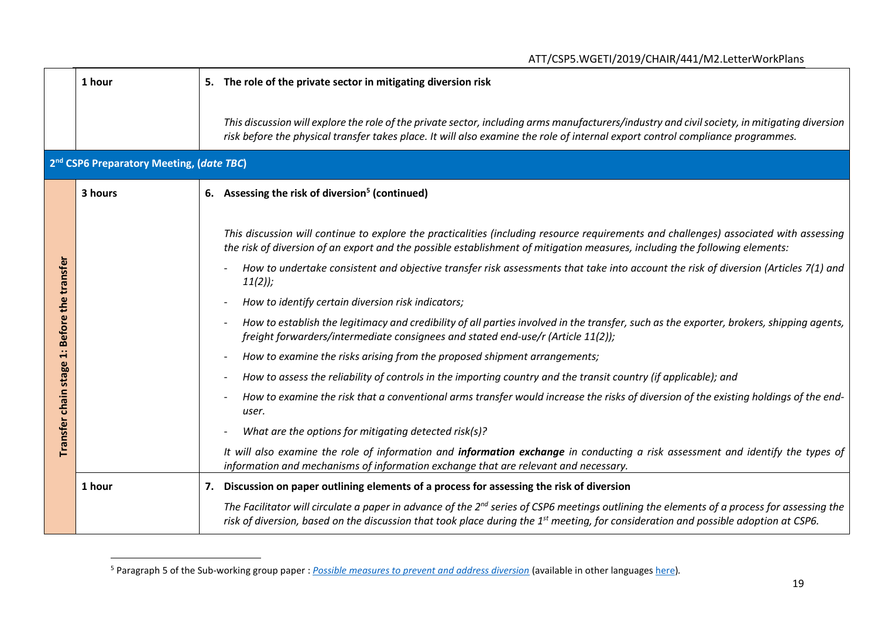| | | |
|---|---|---|
| | **1 hour** | **5. The role of the private sector in mitigating diversion risk**<br><br>*This discussion will explore the role of the private sector, including arms manufacturers/industry and civil society, in mitigating diversion risk before the physical transfer takes place. It will also examine the role of internal export control compliance programmes.* |
| **2nd CSP6 Preparatory Meeting, (*date TBC*)** | | |
| **Transfer chain stage 1: Before the transfer** | **3 hours** | **6. Assessing the risk of diversion[5] (continued)**<br><br>*This discussion will continue to explore the practicalities (including resource requirements and challenges) associated with assessing the risk of diversion of an export and the possible establishment of mitigation measures, including the following elements:*<br>- *How to undertake consistent and objective transfer risk assessments that take into account the risk of diversion (Articles 7(1) and 11(2));*<br>- *How to identify certain diversion risk indicators;*<br>- *How to establish the legitimacy and credibility of all parties involved in the transfer, such as the exporter, brokers, shipping agents, freight forwarders/intermediate consignees and stated end-use/r (Article 11(2));*<br>- *How to examine the risks arising from the proposed shipment arrangements;*<br>- *How to assess the reliability of controls in the importing country and the transit country (if applicable); and*<br>- *How to examine the risk that a conventional arms transfer would increase the risks of diversion of the existing holdings of the end-user.*<br>- *What are the options for mitigating detected risk(s)?*<br><br>*It will also examine the role of information and **information exchange** in conducting a risk assessment and identify the types of information and mechanisms of information exchange that are relevant and necessary.* |
| | **1 hour** | **7. Discussion on paper outlining elements of a process for assessing the risk of diversion**<br><br>*The Facilitator will circulate a paper in advance of the 2nd series of CSP6 meetings outlining the elements of a process for assessing the risk of diversion, based on the discussion that took place during the 1st meeting, for consideration and possible adoption at CSP6.* |

[5] Paragraph 5 of the Sub-working group paper : *Possible measures to prevent and address diversion* (available in other languages here).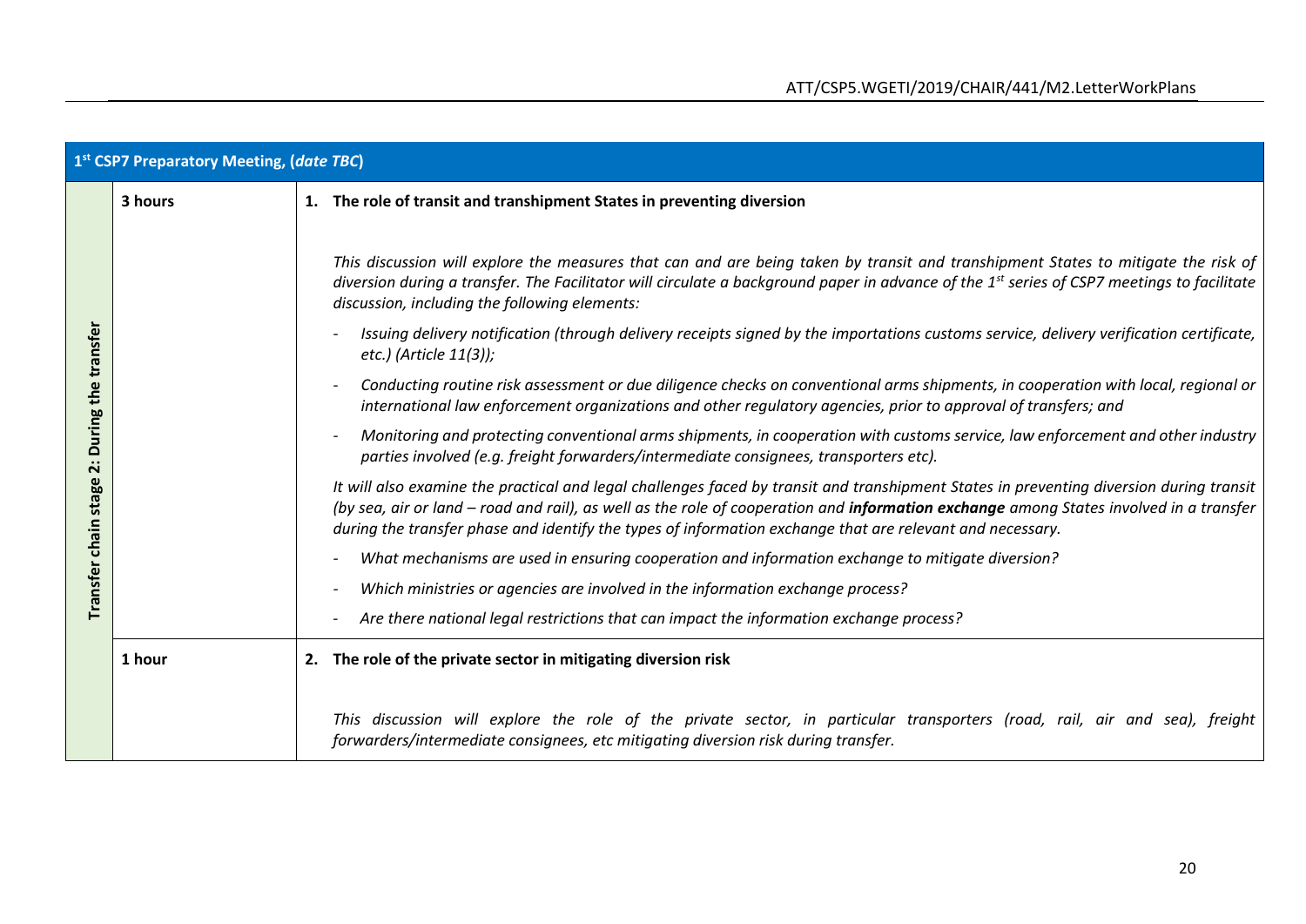| 1st CSP7 Preparatory Meeting, (*date TBC*) | | |
|---|---|---|
| Transfer chain stage 2: During the transfer | 3 hours | **1. The role of transit and transhipment States in preventing diversion**<br><br>*This discussion will explore the measures that can and are being taken by transit and transhipment States to mitigate the risk of diversion during a transfer. The Facilitator will circulate a background paper in advance of the 1st series of CSP7 meetings to facilitate discussion, including the following elements:*<br>- *Issuing delivery notification (through delivery receipts signed by the importations customs service, delivery verification certificate, etc.) (Article 11(3));*<br>- *Conducting routine risk assessment or due diligence checks on conventional arms shipments, in cooperation with local, regional or international law enforcement organizations and other regulatory agencies, prior to approval of transfers; and*<br>- *Monitoring and protecting conventional arms shipments, in cooperation with customs service, law enforcement and other industry parties involved (e.g. freight forwarders/intermediate consignees, transporters etc).*<br><br>*It will also examine the practical and legal challenges faced by transit and transhipment States in preventing diversion during transit (by sea, air or land – road and rail), as well as the role of cooperation and **information exchange** among States involved in a transfer during the transfer phase and identify the types of information exchange that are relevant and necessary.*<br>- *What mechanisms are used in ensuring cooperation and information exchange to mitigate diversion?*<br>- *Which ministries or agencies are involved in the information exchange process?*<br>- *Are there national legal restrictions that can impact the information exchange process?* |
| | 1 hour | **2. The role of the private sector in mitigating diversion risk**<br><br>*This discussion will explore the role of the private sector, in particular transporters (road, rail, air and sea), freight forwarders/intermediate consignees, etc mitigating diversion risk during transfer.* |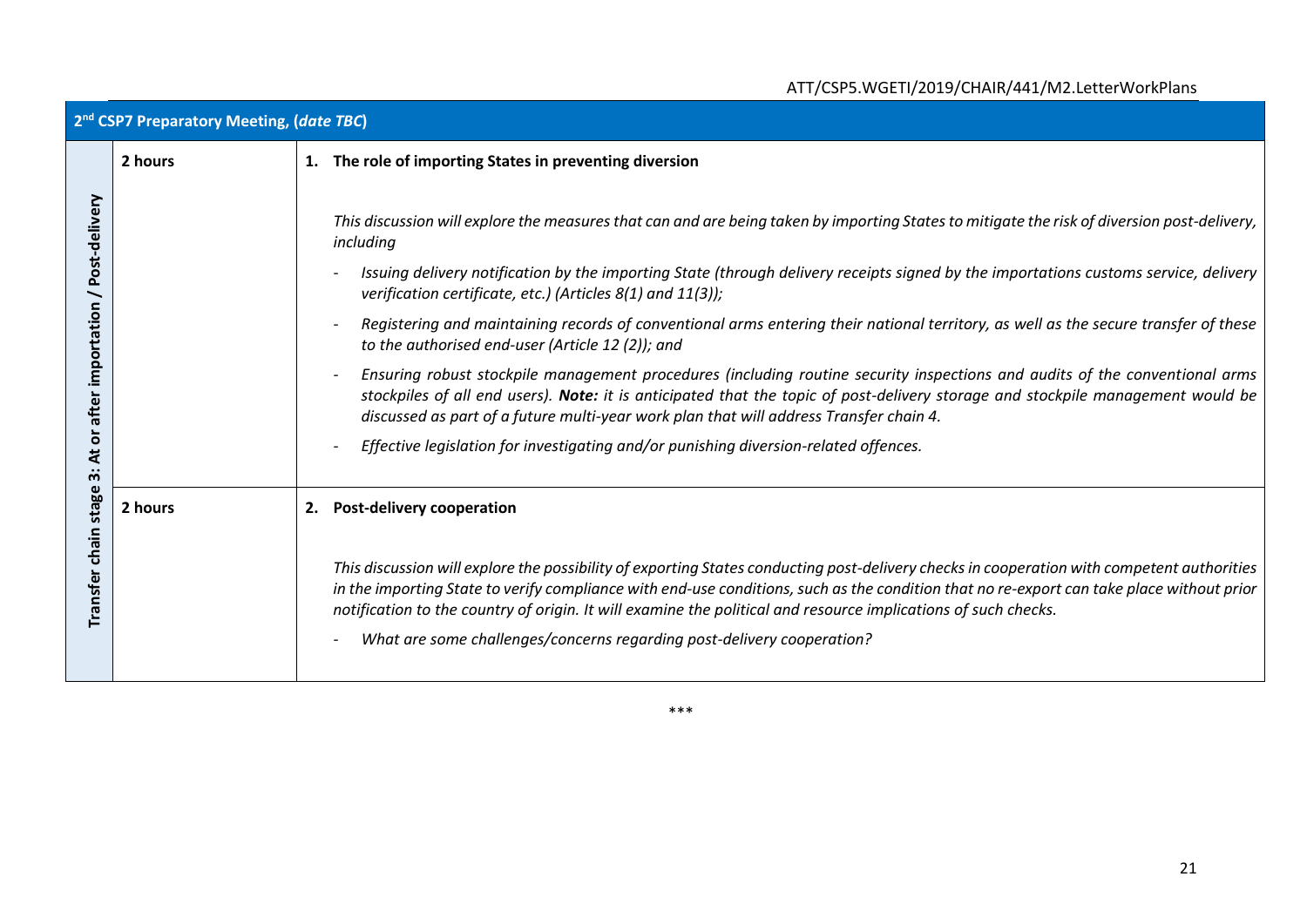| 2[nd] CSP7 Preparatory Meeting, (*date TBC*) | | |
|---|---|---|
| **Transfer chain stage 3: At or after importation / Post-delivery** | **2 hours** | **1. The role of importing States in preventing diversion**<br><br>*This discussion will explore the measures that can and are being taken by importing States to mitigate the risk of diversion post-delivery, including*<br>- *Issuing delivery notification by the importing State (through delivery receipts signed by the importations customs service, delivery verification certificate, etc.) (Articles 8(1) and 11(3));*<br>- *Registering and maintaining records of conventional arms entering their national territory, as well as the secure transfer of these to the authorised end-user (Article 12 (2)); and*<br>- *Ensuring robust stockpile management procedures (including routine security inspections and audits of the conventional arms stockpiles of all end users).* ***Note:*** *it is anticipated that the topic of post-delivery storage and stockpile management would be discussed as part of a future multi-year work plan that will address Transfer chain 4.*<br>- *Effective legislation for investigating and/or punishing diversion-related offences.* |
| | **2 hours** | **2. Post-delivery cooperation**<br><br>*This discussion will explore the possibility of exporting States conducting post-delivery checks in cooperation with competent authorities in the importing State to verify compliance with end-use conditions, such as the condition that no re-export can take place without prior notification to the country of origin. It will examine the political and resource implications of such checks.*<br>- *What are some challenges/concerns regarding post-delivery cooperation?* |

\*\*\*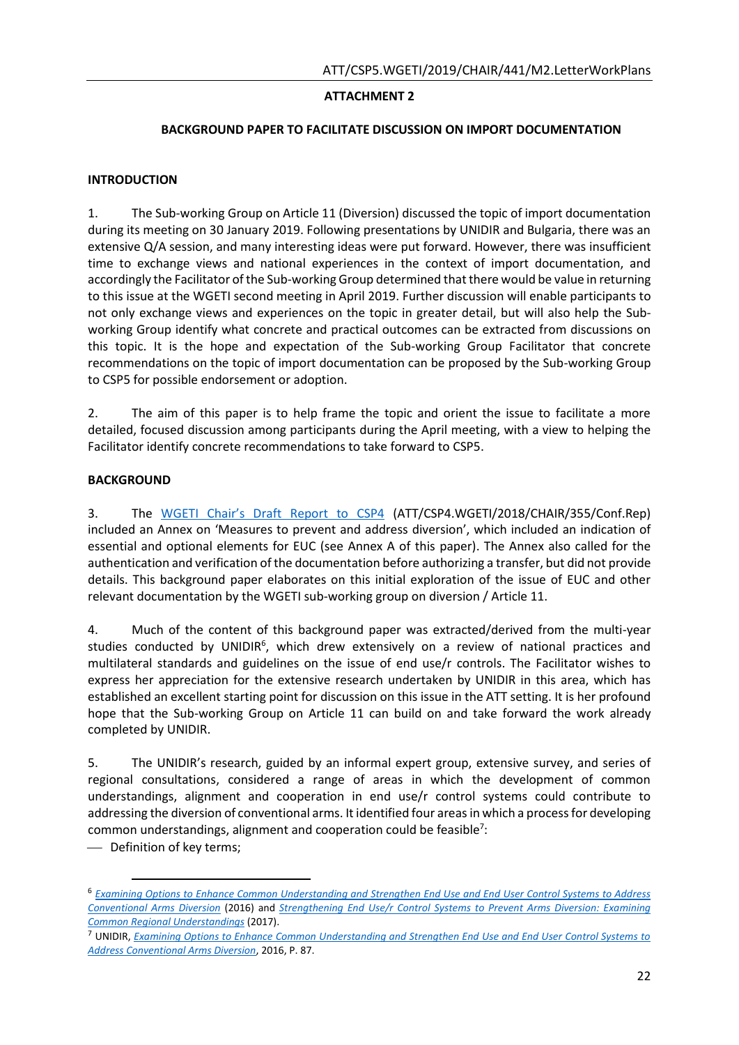**ATTACHMENT 2**

**BACKGROUND PAPER TO FACILITATE DISCUSSION ON IMPORT DOCUMENTATION**

**INTRODUCTION**

1. The Sub-working Group on Article 11 (Diversion) discussed the topic of import documentation during its meeting on 30 January 2019. Following presentations by UNIDIR and Bulgaria, there was an extensive Q/A session, and many interesting ideas were put forward. However, there was insufficient time to exchange views and national experiences in the context of import documentation, and accordingly the Facilitator of the Sub-working Group determined that there would be value in returning to this issue at the WGETI second meeting in April 2019. Further discussion will enable participants to not only exchange views and experiences on the topic in greater detail, but will also help the Sub-working Group identify what concrete and practical outcomes can be extracted from discussions on this topic. It is the hope and expectation of the Sub-working Group Facilitator that concrete recommendations on the topic of import documentation can be proposed by the Sub-working Group to CSP5 for possible endorsement or adoption.

2. The aim of this paper is to help frame the topic and orient the issue to facilitate a more detailed, focused discussion among participants during the April meeting, with a view to helping the Facilitator identify concrete recommendations to take forward to CSP5.

**BACKGROUND**

3. The WGETI Chair's Draft Report to CSP4 (ATT/CSP4.WGETI/2018/CHAIR/355/Conf.Rep) included an Annex on 'Measures to prevent and address diversion', which included an indication of essential and optional elements for EUC (see Annex A of this paper). The Annex also called for the authentication and verification of the documentation before authorizing a transfer, but did not provide details. This background paper elaborates on this initial exploration of the issue of EUC and other relevant documentation by the WGETI sub-working group on diversion / Article 11.

4. Much of the content of this background paper was extracted/derived from the multi-year studies conducted by UNIDIR[6], which drew extensively on a review of national practices and multilateral standards and guidelines on the issue of end use/r controls. The Facilitator wishes to express her appreciation for the extensive research undertaken by UNIDIR in this area, which has established an excellent starting point for discussion on this issue in the ATT setting. It is her profound hope that the Sub-working Group on Article 11 can build on and take forward the work already completed by UNIDIR.

5. The UNIDIR's research, guided by an informal expert group, extensive survey, and series of regional consultations, considered a range of areas in which the development of common understandings, alignment and cooperation in end use/r control systems could contribute to addressing the diversion of conventional arms. It identified four areas in which a process for developing common understandings, alignment and cooperation could be feasible[7]:

- Definition of key terms;

---

[6] *Examining Options to Enhance Common Understanding and Strengthen End Use and End User Control Systems to Address Conventional Arms Diversion* (2016) and *Strengthening End Use/r Control Systems to Prevent Arms Diversion: Examining Common Regional Understandings* (2017).

[7] UNIDIR, *Examining Options to Enhance Common Understanding and Strengthen End Use and End User Control Systems to Address Conventional Arms Diversion*, 2016, P. 87.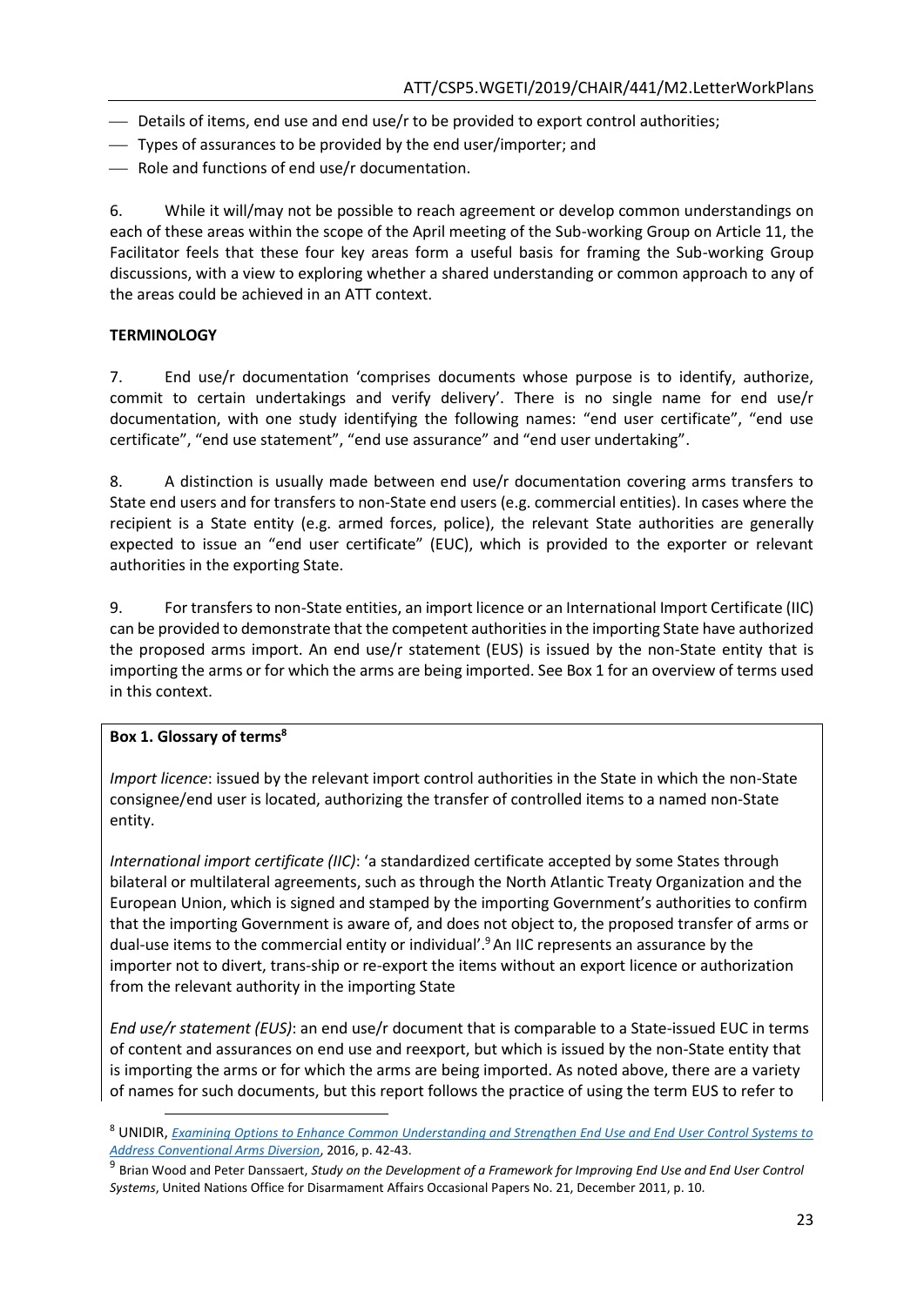- Details of items, end use and end use/r to be provided to export control authorities;
- Types of assurances to be provided by the end user/importer; and
- Role and functions of end use/r documentation.

6. While it will/may not be possible to reach agreement or develop common understandings on each of these areas within the scope of the April meeting of the Sub-working Group on Article 11, the Facilitator feels that these four key areas form a useful basis for framing the Sub-working Group discussions, with a view to exploring whether a shared understanding or common approach to any of the areas could be achieved in an ATT context.

**TERMINOLOGY**

7. End use/r documentation 'comprises documents whose purpose is to identify, authorize, commit to certain undertakings and verify delivery'. There is no single name for end use/r documentation, with one study identifying the following names: "end user certificate", "end use certificate", "end use statement", "end use assurance" and "end user undertaking".

8. A distinction is usually made between end use/r documentation covering arms transfers to State end users and for transfers to non-State end users (e.g. commercial entities). In cases where the recipient is a State entity (e.g. armed forces, police), the relevant State authorities are generally expected to issue an "end user certificate" (EUC), which is provided to the exporter or relevant authorities in the exporting State.

9. For transfers to non-State entities, an import licence or an International Import Certificate (IIC) can be provided to demonstrate that the competent authorities in the importing State have authorized the proposed arms import. An end use/r statement (EUS) is issued by the non-State entity that is importing the arms or for which the arms are being imported. See Box 1 for an overview of terms used in this context.

**Box 1. Glossary of terms**[8]

*Import licence*: issued by the relevant import control authorities in the State in which the non-State consignee/end user is located, authorizing the transfer of controlled items to a named non-State entity.

*International import certificate (IIC)*: 'a standardized certificate accepted by some States through bilateral or multilateral agreements, such as through the North Atlantic Treaty Organization and the European Union, which is signed and stamped by the importing Government's authorities to confirm that the importing Government is aware of, and does not object to, the proposed transfer of arms or dual-use items to the commercial entity or individual'.[9] An IIC represents an assurance by the importer not to divert, trans-ship or re-export the items without an export licence or authorization from the relevant authority in the importing State

*End use/r statement (EUS)*: an end use/r document that is comparable to a State-issued EUC in terms of content and assurances on end use and reexport, but which is issued by the non-State entity that is importing the arms or for which the arms are being imported. As noted above, there are a variety of names for such documents, but this report follows the practice of using the term EUS to refer to

---

[8] UNIDIR, *Examining Options to Enhance Common Understanding and Strengthen End Use and End User Control Systems to Address Conventional Arms Diversion*, 2016, p. 42-43.

[9] Brian Wood and Peter Danssaert, *Study on the Development of a Framework for Improving End Use and End User Control Systems*, United Nations Office for Disarmament Affairs Occasional Papers No. 21, December 2011, p. 10.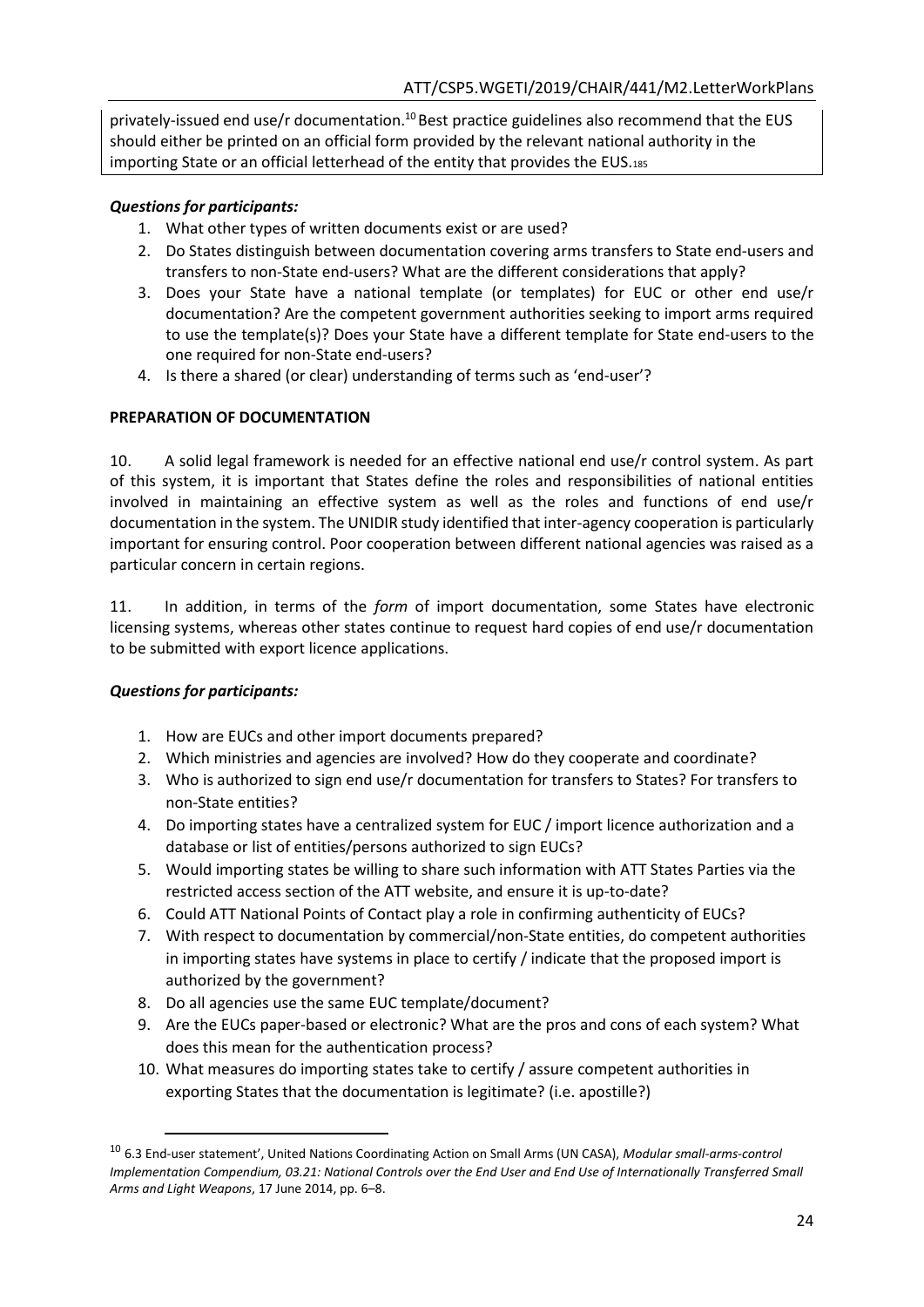privately-issued end use/r documentation.[10] Best practice guidelines also recommend that the EUS should either be printed on an official form provided by the relevant national authority in the importing State or an official letterhead of the entity that provides the EUS.185

***Questions for participants:***

1. What other types of written documents exist or are used?
2. Do States distinguish between documentation covering arms transfers to State end-users and transfers to non-State end-users? What are the different considerations that apply?
3. Does your State have a national template (or templates) for EUC or other end use/r documentation? Are the competent government authorities seeking to import arms required to use the template(s)? Does your State have a different template for State end-users to the one required for non-State end-users?
4. Is there a shared (or clear) understanding of terms such as 'end-user'?

**PREPARATION OF DOCUMENTATION**

10. A solid legal framework is needed for an effective national end use/r control system. As part of this system, it is important that States define the roles and responsibilities of national entities involved in maintaining an effective system as well as the roles and functions of end use/r documentation in the system. The UNIDIR study identified that inter-agency cooperation is particularly important for ensuring control. Poor cooperation between different national agencies was raised as a particular concern in certain regions.

11. In addition, in terms of the *form* of import documentation, some States have electronic licensing systems, whereas other states continue to request hard copies of end use/r documentation to be submitted with export licence applications.

***Questions for participants:***

1. How are EUCs and other import documents prepared?
2. Which ministries and agencies are involved? How do they cooperate and coordinate?
3. Who is authorized to sign end use/r documentation for transfers to States? For transfers to non-State entities?
4. Do importing states have a centralized system for EUC / import licence authorization and a database or list of entities/persons authorized to sign EUCs?
5. Would importing states be willing to share such information with ATT States Parties via the restricted access section of the ATT website, and ensure it is up-to-date?
6. Could ATT National Points of Contact play a role in confirming authenticity of EUCs?
7. With respect to documentation by commercial/non-State entities, do competent authorities in importing states have systems in place to certify / indicate that the proposed import is authorized by the government?
8. Do all agencies use the same EUC template/document?
9. Are the EUCs paper-based or electronic? What are the pros and cons of each system? What does this mean for the authentication process?
10. What measures do importing states take to certify / assure competent authorities in exporting States that the documentation is legitimate? (i.e. apostille?)

[10] 6.3 End-user statement', United Nations Coordinating Action on Small Arms (UN CASA), *Modular small-arms-control Implementation Compendium, 03.21: National Controls over the End User and End Use of Internationally Transferred Small Arms and Light Weapons*, 17 June 2014, pp. 6–8.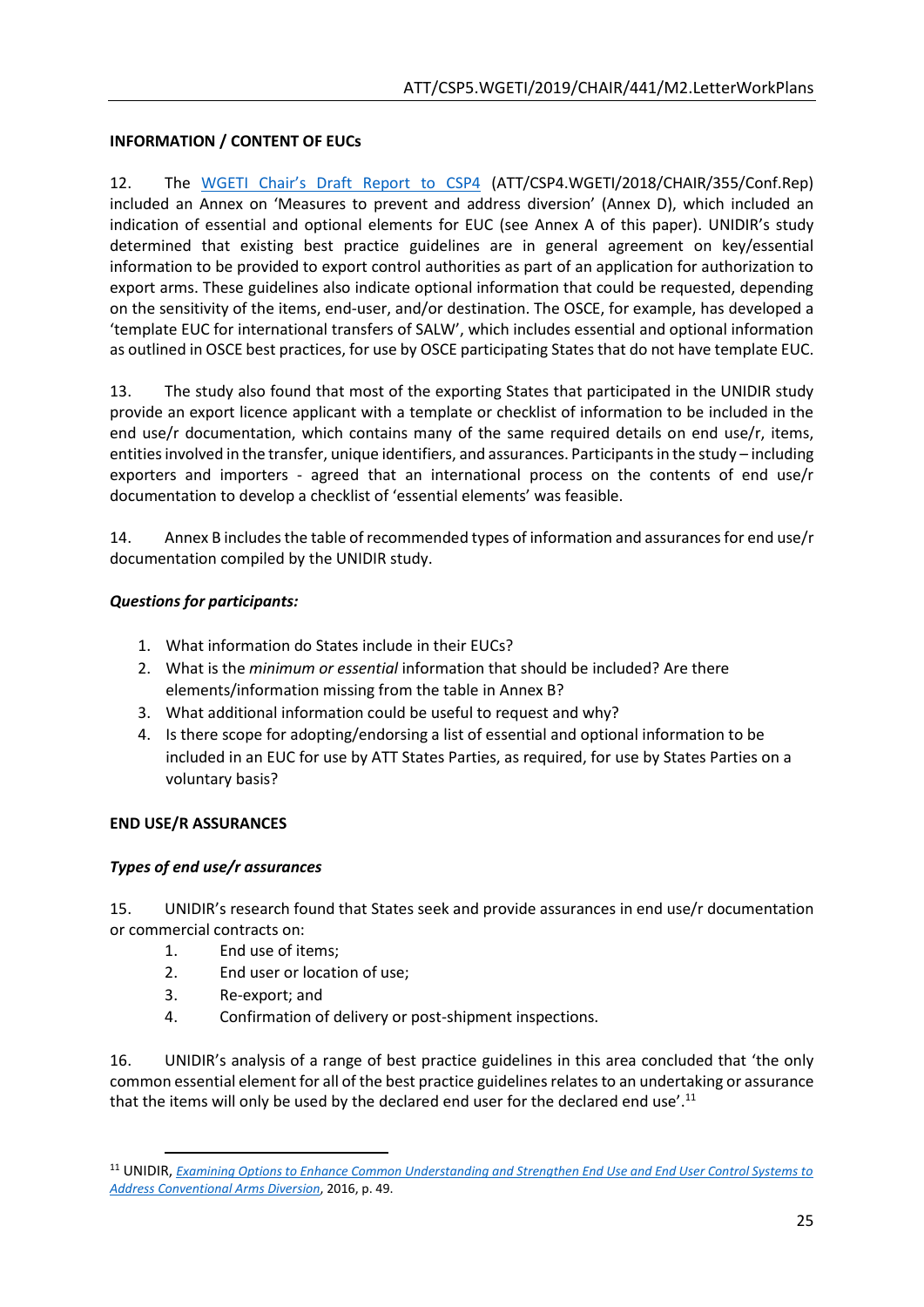**INFORMATION / CONTENT OF EUCs**

12. The [WGETI Chair's Draft Report to CSP4](#) (ATT/CSP4.WGETI/2018/CHAIR/355/Conf.Rep) included an Annex on 'Measures to prevent and address diversion' (Annex D), which included an indication of essential and optional elements for EUC (see Annex A of this paper). UNIDIR's study determined that existing best practice guidelines are in general agreement on key/essential information to be provided to export control authorities as part of an application for authorization to export arms. These guidelines also indicate optional information that could be requested, depending on the sensitivity of the items, end-user, and/or destination. The OSCE, for example, has developed a 'template EUC for international transfers of SALW', which includes essential and optional information as outlined in OSCE best practices, for use by OSCE participating States that do not have template EUC.

13. The study also found that most of the exporting States that participated in the UNIDIR study provide an export licence applicant with a template or checklist of information to be included in the end use/r documentation, which contains many of the same required details on end use/r, items, entities involved in the transfer, unique identifiers, and assurances. Participants in the study – including exporters and importers - agreed that an international process on the contents of end use/r documentation to develop a checklist of 'essential elements' was feasible.

14. Annex B includes the table of recommended types of information and assurances for end use/r documentation compiled by the UNIDIR study.

***Questions for participants:***

1. What information do States include in their EUCs?
2. What is the *minimum or essential* information that should be included? Are there elements/information missing from the table in Annex B?
3. What additional information could be useful to request and why?
4. Is there scope for adopting/endorsing a list of essential and optional information to be included in an EUC for use by ATT States Parties, as required, for use by States Parties on a voluntary basis?

**END USE/R ASSURANCES**

***Types of end use/r assurances***

15. UNIDIR's research found that States seek and provide assurances in end use/r documentation or commercial contracts on:

1. End use of items;
2. End user or location of use;
3. Re-export; and
4. Confirmation of delivery or post-shipment inspections.

16. UNIDIR's analysis of a range of best practice guidelines in this area concluded that 'the only common essential element for all of the best practice guidelines relates to an undertaking or assurance that the items will only be used by the declared end user for the declared end use'.[11]

[11] UNIDIR, *[Examining Options to Enhance Common Understanding and Strengthen End Use and End User Control Systems to Address Conventional Arms Diversion](#)*, 2016, p. 49.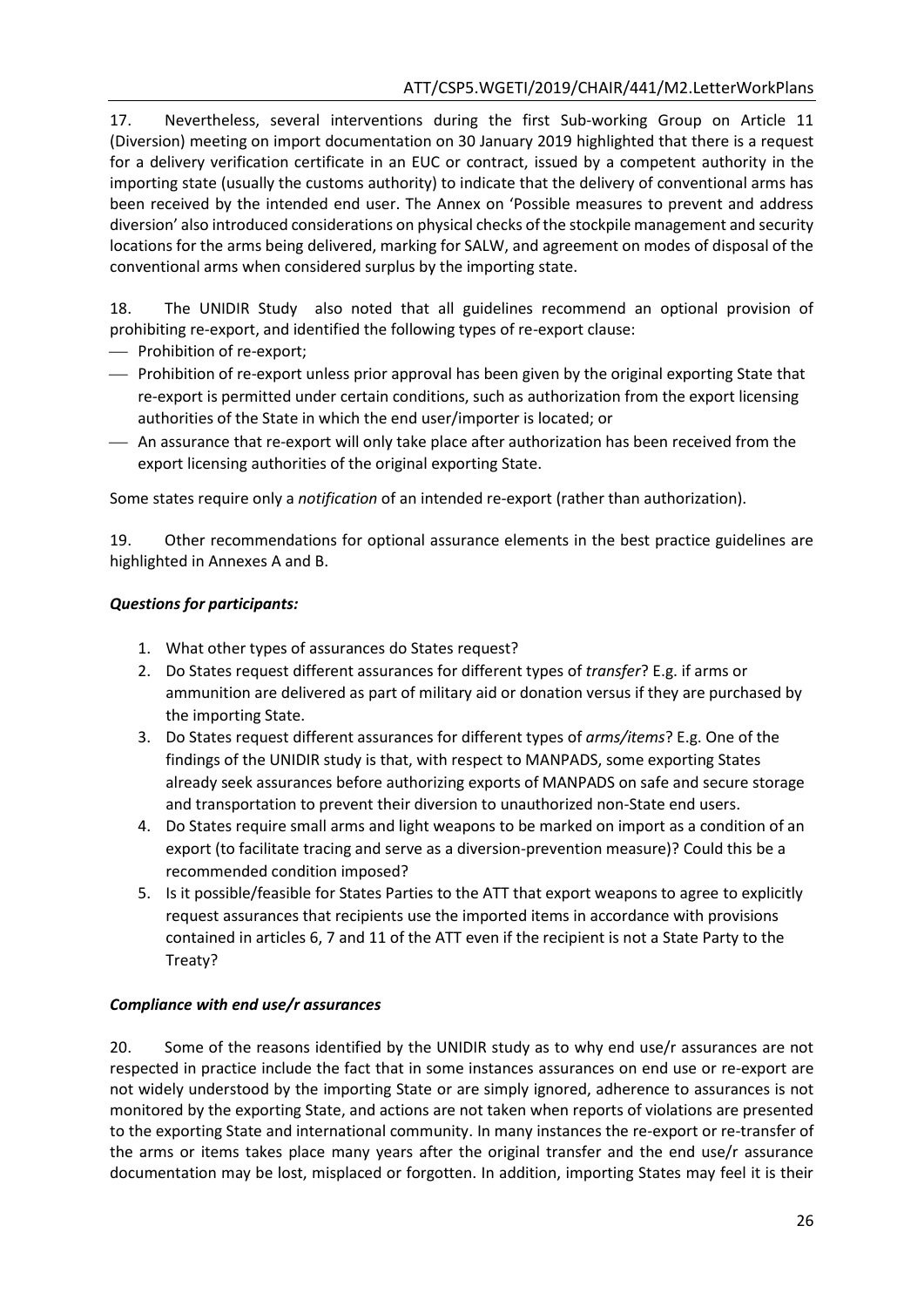17. Nevertheless, several interventions during the first Sub-working Group on Article 11 (Diversion) meeting on import documentation on 30 January 2019 highlighted that there is a request for a delivery verification certificate in an EUC or contract, issued by a competent authority in the importing state (usually the customs authority) to indicate that the delivery of conventional arms has been received by the intended end user. The Annex on 'Possible measures to prevent and address diversion' also introduced considerations on physical checks of the stockpile management and security locations for the arms being delivered, marking for SALW, and agreement on modes of disposal of the conventional arms when considered surplus by the importing state.

18. The UNIDIR Study also noted that all guidelines recommend an optional provision of prohibiting re-export, and identified the following types of re-export clause:

- Prohibition of re-export;
- Prohibition of re-export unless prior approval has been given by the original exporting State that re-export is permitted under certain conditions, such as authorization from the export licensing authorities of the State in which the end user/importer is located; or
- An assurance that re-export will only take place after authorization has been received from the export licensing authorities of the original exporting State.

Some states require only a *notification* of an intended re-export (rather than authorization).

19. Other recommendations for optional assurance elements in the best practice guidelines are highlighted in Annexes A and B.

***Questions for participants:***

1. What other types of assurances do States request?
2. Do States request different assurances for different types of *transfer*? E.g. if arms or ammunition are delivered as part of military aid or donation versus if they are purchased by the importing State.
3. Do States request different assurances for different types of *arms/items*? E.g. One of the findings of the UNIDIR study is that, with respect to MANPADS, some exporting States already seek assurances before authorizing exports of MANPADS on safe and secure storage and transportation to prevent their diversion to unauthorized non-State end users.
4. Do States require small arms and light weapons to be marked on import as a condition of an export (to facilitate tracing and serve as a diversion-prevention measure)? Could this be a recommended condition imposed?
5. Is it possible/feasible for States Parties to the ATT that export weapons to agree to explicitly request assurances that recipients use the imported items in accordance with provisions contained in articles 6, 7 and 11 of the ATT even if the recipient is not a State Party to the Treaty?

***Compliance with end use/r assurances***

20. Some of the reasons identified by the UNIDIR study as to why end use/r assurances are not respected in practice include the fact that in some instances assurances on end use or re-export are not widely understood by the importing State or are simply ignored, adherence to assurances is not monitored by the exporting State, and actions are not taken when reports of violations are presented to the exporting State and international community. In many instances the re-export or re-transfer of the arms or items takes place many years after the original transfer and the end use/r assurance documentation may be lost, misplaced or forgotten. In addition, importing States may feel it is their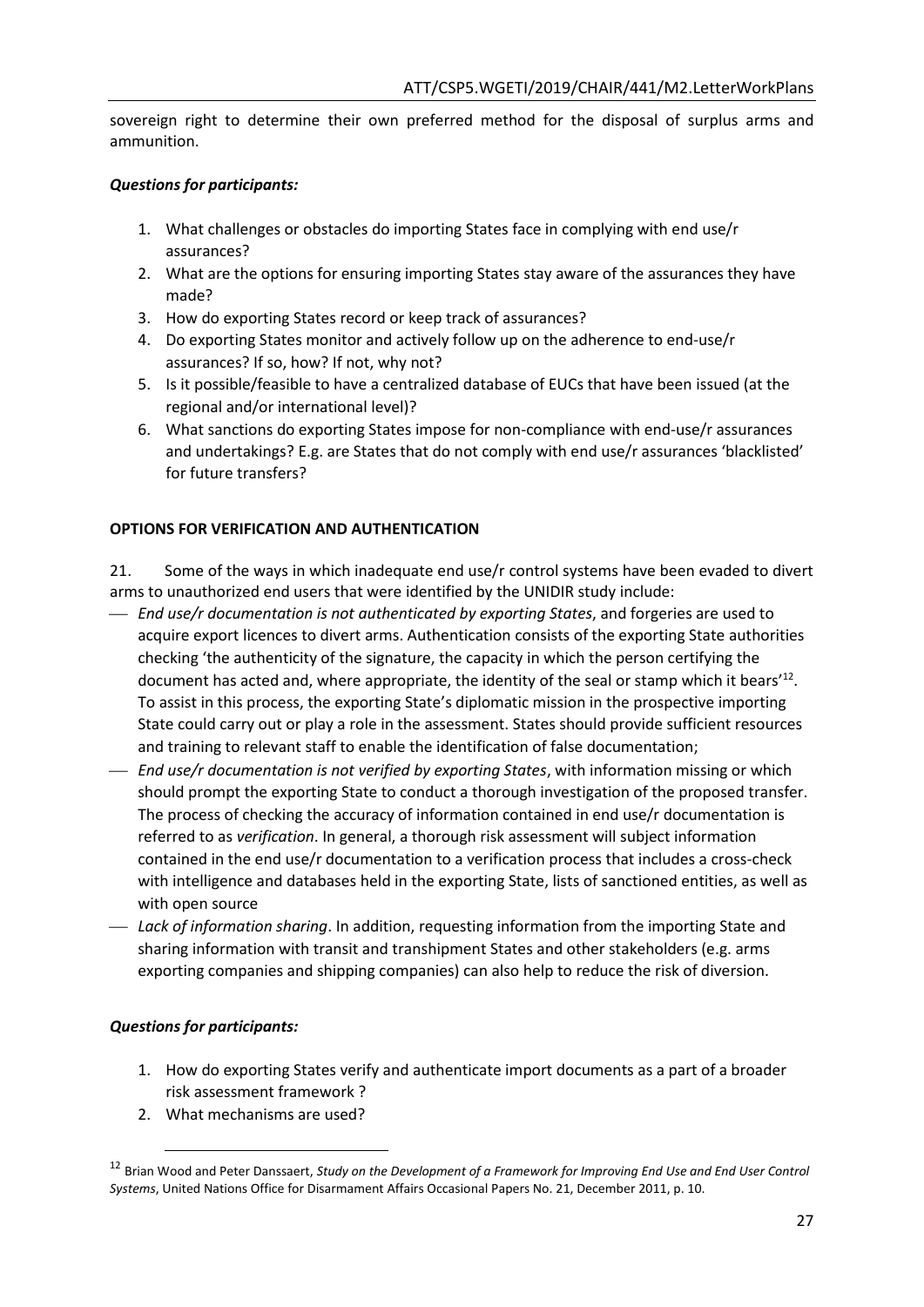sovereign right to determine their own preferred method for the disposal of surplus arms and ammunition.

***Questions for participants:***

1. What challenges or obstacles do importing States face in complying with end use/r assurances?
2. What are the options for ensuring importing States stay aware of the assurances they have made?
3. How do exporting States record or keep track of assurances?
4. Do exporting States monitor and actively follow up on the adherence to end-use/r assurances? If so, how? If not, why not?
5. Is it possible/feasible to have a centralized database of EUCs that have been issued (at the regional and/or international level)?
6. What sanctions do exporting States impose for non-compliance with end-use/r assurances and undertakings? E.g. are States that do not comply with end use/r assurances 'blacklisted' for future transfers?

**OPTIONS FOR VERIFICATION AND AUTHENTICATION**

21. Some of the ways in which inadequate end use/r control systems have been evaded to divert arms to unauthorized end users that were identified by the UNIDIR study include:

- *End use/r documentation is not authenticated by exporting States*, and forgeries are used to acquire export licences to divert arms. Authentication consists of the exporting State authorities checking 'the authenticity of the signature, the capacity in which the person certifying the document has acted and, where appropriate, the identity of the seal or stamp which it bears'[12]. To assist in this process, the exporting State's diplomatic mission in the prospective importing State could carry out or play a role in the assessment. States should provide sufficient resources and training to relevant staff to enable the identification of false documentation;
- *End use/r documentation is not verified by exporting States*, with information missing or which should prompt the exporting State to conduct a thorough investigation of the proposed transfer. The process of checking the accuracy of information contained in end use/r documentation is referred to as *verification*. In general, a thorough risk assessment will subject information contained in the end use/r documentation to a verification process that includes a cross-check with intelligence and databases held in the exporting State, lists of sanctioned entities, as well as with open source
- *Lack of information sharing*. In addition, requesting information from the importing State and sharing information with transit and transhipment States and other stakeholders (e.g. arms exporting companies and shipping companies) can also help to reduce the risk of diversion.

***Questions for participants:***

1. How do exporting States verify and authenticate import documents as a part of a broader risk assessment framework ?
2. What mechanisms are used?

[12] Brian Wood and Peter Danssaert, *Study on the Development of a Framework for Improving End Use and End User Control Systems*, United Nations Office for Disarmament Affairs Occasional Papers No. 21, December 2011, p. 10.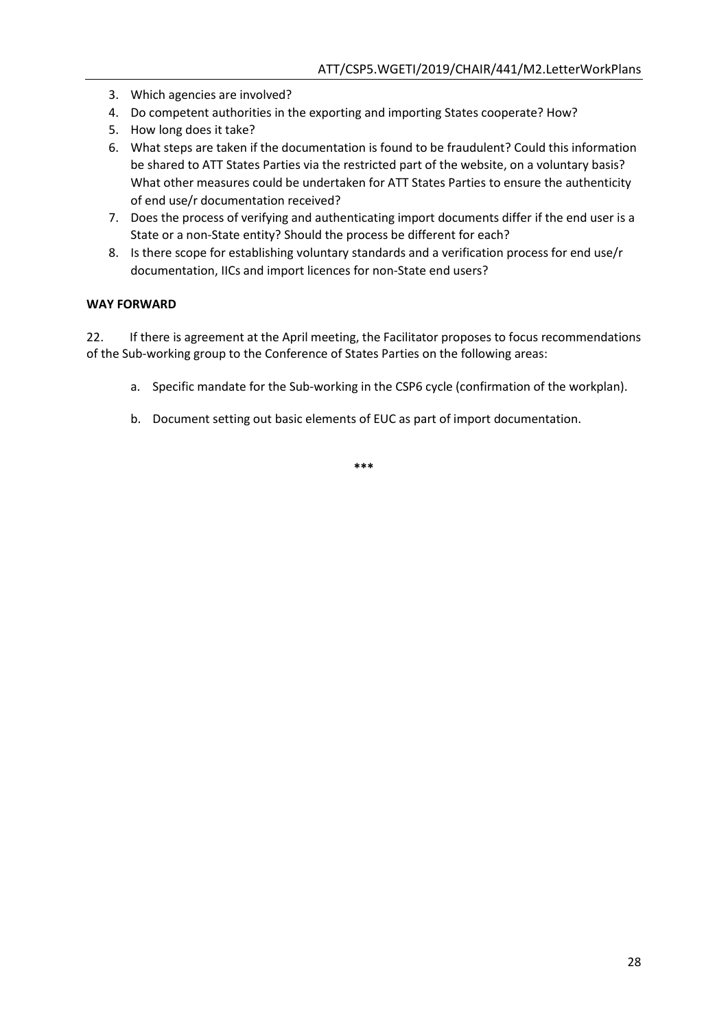3. Which agencies are involved?
4. Do competent authorities in the exporting and importing States cooperate? How?
5. How long does it take?
6. What steps are taken if the documentation is found to be fraudulent? Could this information be shared to ATT States Parties via the restricted part of the website, on a voluntary basis? What other measures could be undertaken for ATT States Parties to ensure the authenticity of end use/r documentation received?
7. Does the process of verifying and authenticating import documents differ if the end user is a State or a non-State entity? Should the process be different for each?
8. Is there scope for establishing voluntary standards and a verification process for end use/r documentation, IICs and import licences for non-State end users?

**WAY FORWARD**

22. If there is agreement at the April meeting, the Facilitator proposes to focus recommendations of the Sub-working group to the Conference of States Parties on the following areas:

a. Specific mandate for the Sub-working in the CSP6 cycle (confirmation of the workplan).

b. Document setting out basic elements of EUC as part of import documentation.

***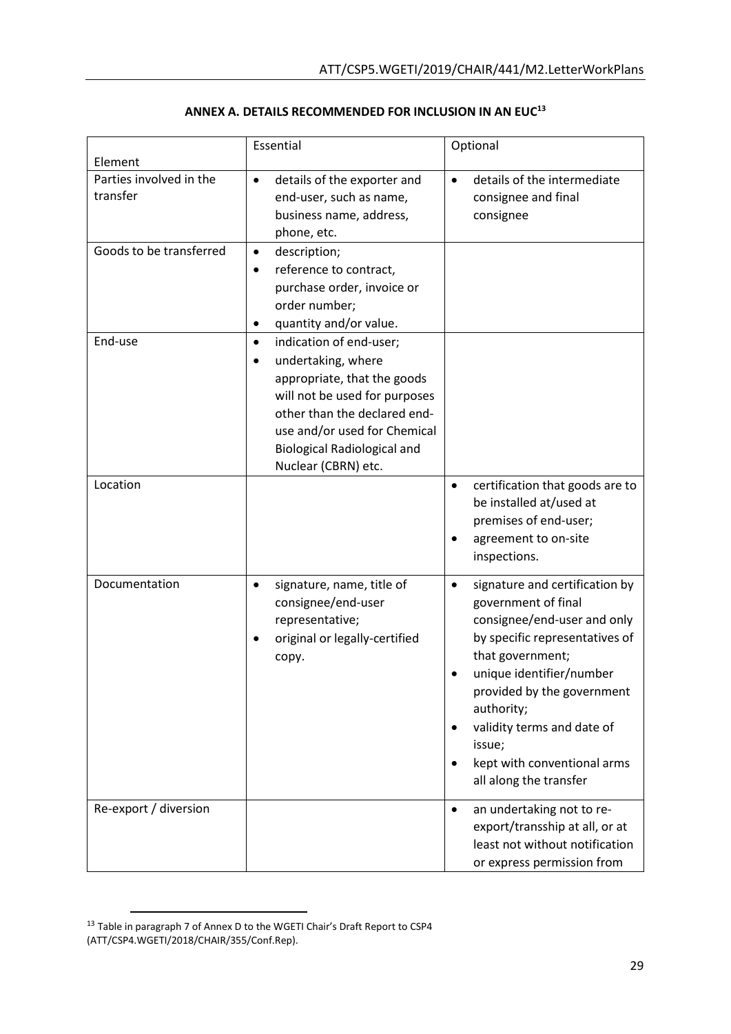## ANNEX A. DETAILS RECOMMENDED FOR INCLUSION IN AN EUC[13]

| Element | Essential | Optional |
|---|---|---|
| Parties involved in the transfer | • details of the exporter and end-user, such as name, business name, address, phone, etc. | • details of the intermediate consignee and final consignee |
| Goods to be transferred | • description;<br>• reference to contract, purchase order, invoice or order number;<br>• quantity and/or value. | |
| End-use | • indication of end-user;<br>• undertaking, where appropriate, that the goods will not be used for purposes other than the declared end-use and/or used for Chemical Biological Radiological and Nuclear (CBRN) etc. | |
| Location | | • certification that goods are to be installed at/used at premises of end-user;<br>• agreement to on-site inspections. |
| Documentation | • signature, name, title of consignee/end-user representative;<br>• original or legally-certified copy. | • signature and certification by government of final consignee/end-user and only by specific representatives of that government;<br>• unique identifier/number provided by the government authority;<br>• validity terms and date of issue;<br>• kept with conventional arms all along the transfer |
| Re-export / diversion | | • an undertaking not to re-export/transship at all, or at least not without notification or express permission from |

[13] Table in paragraph 7 of Annex D to the WGETI Chair's Draft Report to CSP4 (ATT/CSP4.WGETI/2018/CHAIR/355/Conf.Rep).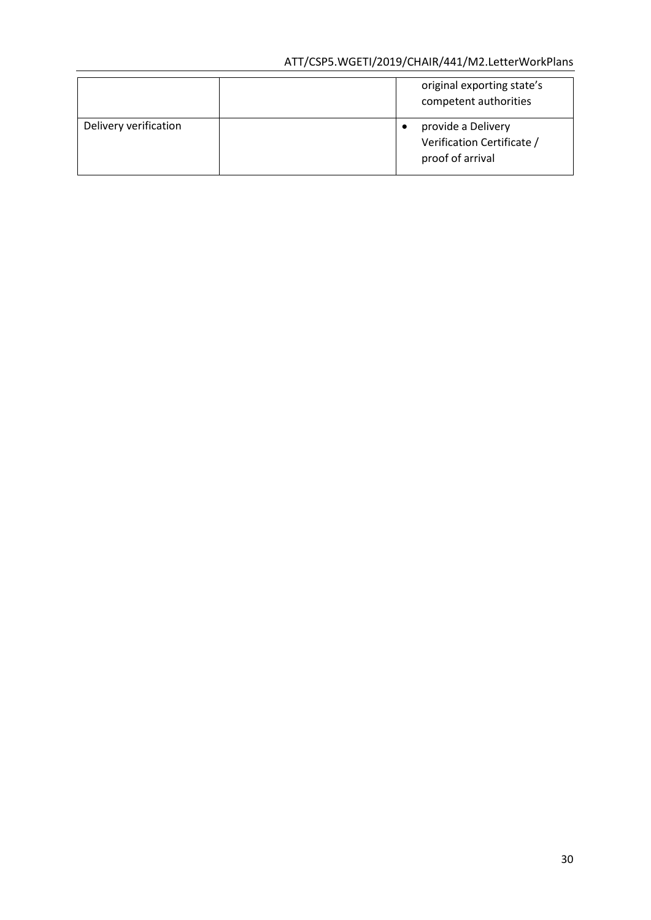| | | |
|---|---|---|
| | | original exporting state's competent authorities |
| Delivery verification | | • provide a Delivery Verification Certificate / proof of arrival |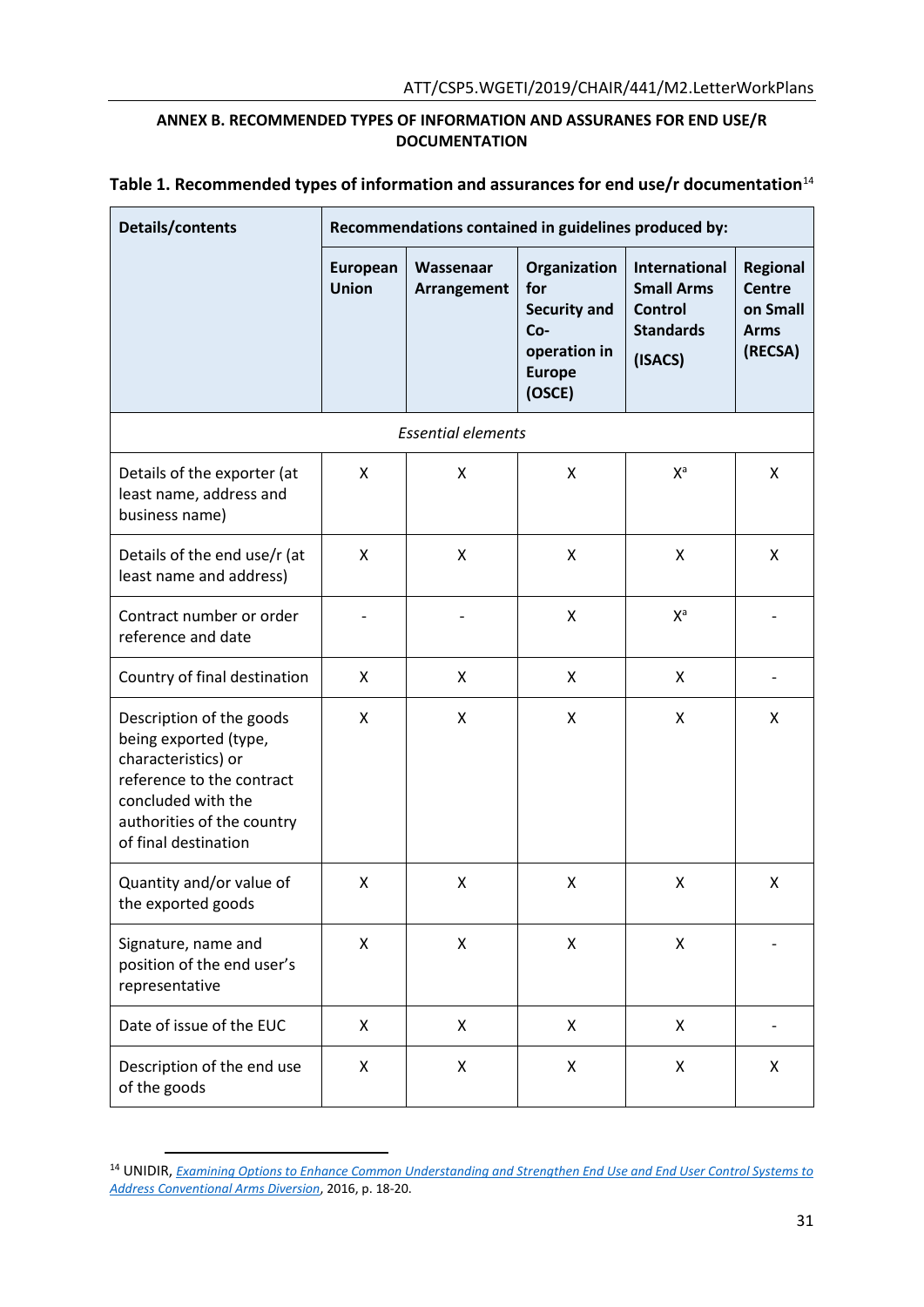**ANNEX B. RECOMMENDED TYPES OF INFORMATION AND ASSURANES FOR END USE/R DOCUMENTATION**

**Table 1. Recommended types of information and assurances for end use/r documentation**[14]

| Details/contents | Recommendations contained in guidelines produced by: | | | | |
|---|---|---|---|---|---|
| | European Union | Wassenaar Arrangement | Organization for Security and Co-operation in Europe (OSCE) | International Small Arms Control Standards (ISACS) | Regional Centre on Small Arms (RECSA) |
| *Essential elements* | | | | | |
| Details of the exporter (at least name, address and business name) | X | X | X | X[a] | X |
| Details of the end use/r (at least name and address) | X | X | X | X | X |
| Contract number or order reference and date | - | - | X | X[a] | - |
| Country of final destination | X | X | X | X | - |
| Description of the goods being exported (type, characteristics) or reference to the contract concluded with the authorities of the country of final destination | X | X | X | X | X |
| Quantity and/or value of the exported goods | X | X | X | X | X |
| Signature, name and position of the end user's representative | X | X | X | X | - |
| Date of issue of the EUC | X | X | X | X | - |
| Description of the end use of the goods | X | X | X | X | X |

[14] UNIDIR, *Examining Options to Enhance Common Understanding and Strengthen End Use and End User Control Systems to Address Conventional Arms Diversion*, 2016, p. 18-20.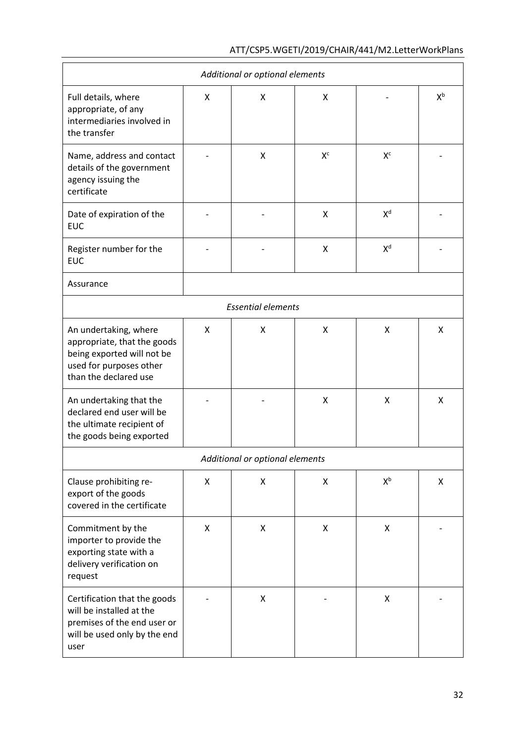| | | | | | |
|---|---|---|---|---|---|
| *Additional or optional elements* | | | | | |
| Full details, where appropriate, of any intermediaries involved in the transfer | X | X | X | - | X[b] |
| Name, address and contact details of the government agency issuing the certificate | - | X | X[c] | X[c] | - |
| Date of expiration of the EUC | - | - | X | X[d] | - |
| Register number for the EUC | - | - | X | X[d] | - |
| Assurance | | | | | |
| *Essential elements* | | | | | |
| An undertaking, where appropriate, that the goods being exported will not be used for purposes other than the declared use | X | X | X | X | X |
| An undertaking that the declared end user will be the ultimate recipient of the goods being exported | - | - | X | X | X |
| *Additional or optional elements* | | | | | |
| Clause prohibiting re-export of the goods covered in the certificate | X | X | X | X[b] | X |
| Commitment by the importer to provide the exporting state with a delivery verification on request | X | X | X | X | - |
| Certification that the goods will be installed at the premises of the end user or will be used only by the end user | - | X | - | X | - |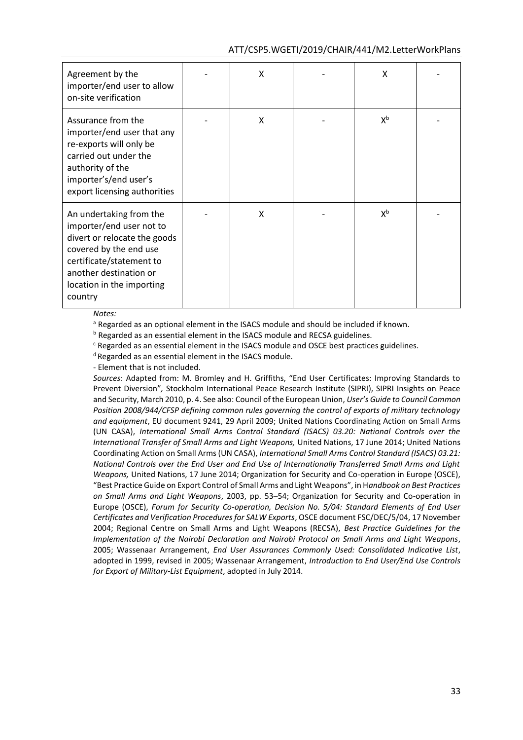| | | | | | |
|---|---|---|---|---|---|
| Agreement by the importer/end user to allow on-site verification | - | X | - | X | - |
| Assurance from the importer/end user that any re-exports will only be carried out under the authority of the importer's/end user's export licensing authorities | - | X | - | X[b] | - |
| An undertaking from the importer/end user not to divert or relocate the goods covered by the end use certificate/statement to another destination or location in the importing country | - | X | - | X[b] | - |

*Notes:*

[a] Regarded as an optional element in the ISACS module and should be included if known.

[b] Regarded as an essential element in the ISACS module and RECSA guidelines.

[c] Regarded as an essential element in the ISACS module and OSCE best practices guidelines.

[d] Regarded as an essential element in the ISACS module.

\- Element that is not included.

*Sources*: Adapted from: M. Bromley and H. Griffiths, "End User Certificates: Improving Standards to Prevent Diversion", Stockholm International Peace Research Institute (SIPRI), SIPRI Insights on Peace and Security, March 2010, p. 4. See also: Council of the European Union, *User's Guide to Council Common Position 2008/944/CFSP defining common rules governing the control of exports of military technology and equipment*, EU document 9241, 29 April 2009; United Nations Coordinating Action on Small Arms (UN CASA), *International Small Arms Control Standard (ISACS) 03.20: National Controls over the International Transfer of Small Arms and Light Weapons,* United Nations, 17 June 2014; United Nations Coordinating Action on Small Arms (UN CASA), *International Small Arms Control Standard (ISACS) 03.21: National Controls over the End User and End Use of Internationally Transferred Small Arms and Light Weapons,* United Nations, 17 June 2014; Organization for Security and Co-operation in Europe (OSCE), "Best Practice Guide on Export Control of Small Arms and Light Weapons", in H*andbook on Best Practices on Small Arms and Light Weapons*, 2003, pp. 53–54; Organization for Security and Co-operation in Europe (OSCE), *Forum for Security Co-operation, Decision No. 5/04: Standard Elements of End User Certificates and Verification Procedures for SALW Exports*, OSCE document FSC/DEC/5/04, 17 November 2004; Regional Centre on Small Arms and Light Weapons (RECSA), *Best Practice Guidelines for the Implementation of the Nairobi Declaration and Nairobi Protocol on Small Arms and Light Weapons*, 2005; Wassenaar Arrangement, *End User Assurances Commonly Used: Consolidated Indicative List*, adopted in 1999, revised in 2005; Wassenaar Arrangement, *Introduction to End User/End Use Controls for Export of Military-List Equipment*, adopted in July 2014.